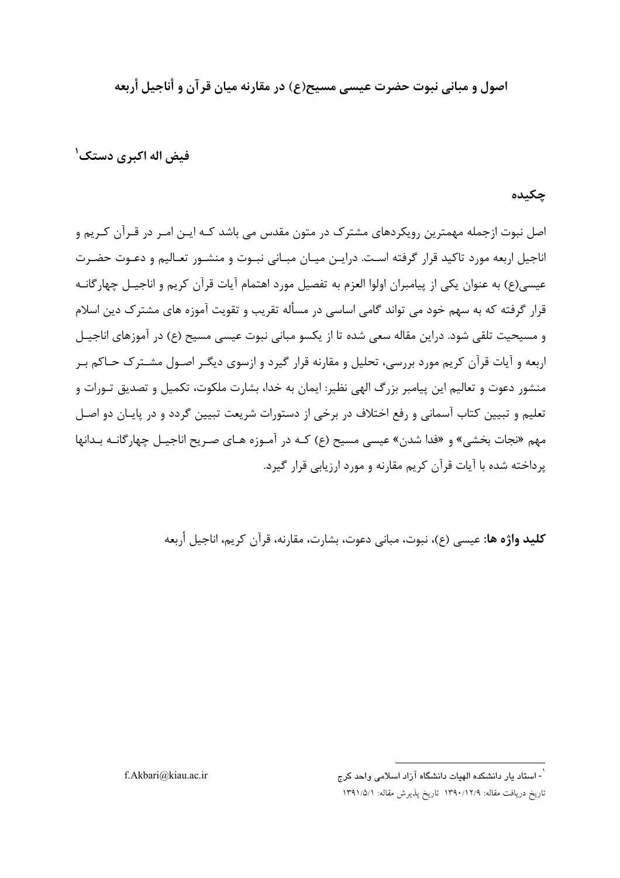# اصول و مبانی نبوت حضرت عیسی مسیح(ع) در مقارنه میان قرآن و أناجیل أربعه

**فیض اله اکبری دستک**[1]

## چکیده

اصل نبوت ازجمله مهمترین رویکردهای مشترک در متون مقدس می باشد که این امر در قرآن کریم و اناجیل اربعه مورد تاکید قرار گرفته است. دراین میان مبانی نبوت و منشور تعالیم و دعوت حضرت عیسی(ع) به عنوان یکی از پیامبران اولوا العزم به تفصیل مورد اهتمام آیات قرآن کریم و اناجیل چهارگانه قرار گرفته که به سهم خود می تواند گامی اساسی در مسأله تقریب و تقویت آموزه های مشترک دین اسلام و مسیحیت تلقی شود. دراین مقاله سعی شده تا از یکسو مبانی نبوت عیسی مسیح (ع) در آموزهای اناجیل اربعه و آیات قرآن کریم مورد بررسی، تحلیل و مقارنه قرار گیرد و ازسوی دیگر اصول مشترک حاکم بر منشور دعوت و تعالیم این پیامبر بزرگ الهی نظیر: ایمان به خدا، بشارت ملکوت، تکمیل و تصدیق تورات و تعلیم و تبیین کتاب آسمانی و رفع اختلاف در برخی از دستورات شریعت تبیین گردد و در پایان دو اصل مهم «نجات بخشی» و «فدا شدن» عیسی مسیح (ع) که در آموزه های صریح اناجیل چهارگانه بدانها پرداخته شده با آیات قرآن کریم مقارنه و مورد ارزیابی قرار گیرد.

**کلید واژه ها:** عیسی (ع)، نبوت، مبانی دعوت، بشارت، مقارنه، قرآن کریم، اناجیل أربعه

---

[1] - استاد یار دانشکده الهیات دانشگاه آزاد اسلامی واحد کرج

f.Akbari@kiau.ac.ir

تاریخ دریافت مقاله: ۱۳۹۰/۱۲/۹ تاریخ پذیرش مقاله: ۱۳۹۱/۵/۱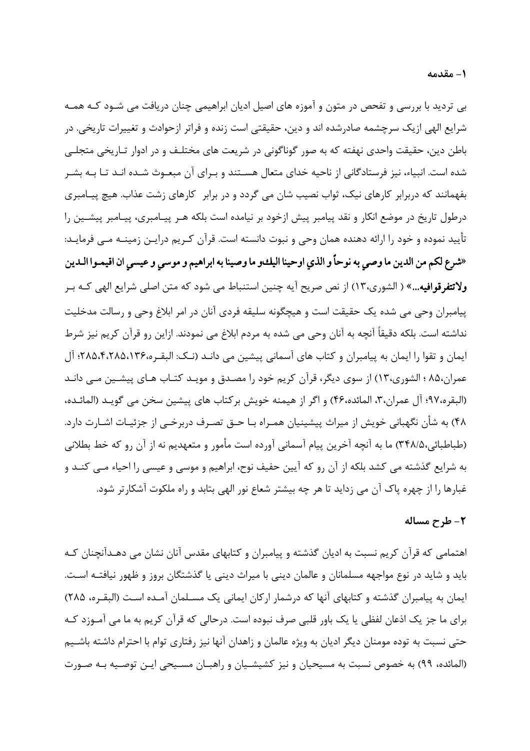## ۱- مقدمه

بی تردید با بررسی و تفحص در متون و آموزه های اصیل ادیان ابراهیمی چنان دریافت می شود که همه شرایع الهی ازیک سرچشمه صادرشده اند و دین، حقیقتی است زنده و فراتر ازحوادث و تغییرات تاریخی. در باطن دین، حقیقت واحدی نهفته که به صور گوناگونی در شریعت های مختلف و در ادوار تاریخی متجلی شده است. انبیاء، نیز فرستادگانی از ناحیه خدای متعال هستند و برای آن مبعوث شده اند تا به بشر بفهمانند که دربرابر کارهای نیک، ثواب نصیب شان می گردد و در برابر کارهای زشت عذاب. هیچ پیامبری درطول تاریخ در موضع انکار و نقد پیامبر پیش ازخود بر نیامده است بلکه هر پیامبری، پیامبر پیشین را تأیید نموده و خود را ارائه دهنده همان وحی و نبوت دانسته است. قرآن کریم دراین زمینه می فرماید: **«شرع لکم من الدین ما وصي به نوحاً و الذي اوحینا الیكو ما وصینا به ابراهیم و موسي و عیسي ان اقیموا الدین ولاتتفرقوافیه...»** ( الشوری،۱۳) از نص صریح آیه چنین استنباط می شود که متن اصلی شرایع الهی که بر پیامبران وحی می شده یک حقیقت است و هیچگونه سلیقه فردی آنان در امر ابلاغ وحی و رسالت مدخلیت نداشته است. بلکه دقیقاً آنچه به آنان وحی می شده به مردم ابلاغ می نمودند. ازاین رو قرآن کریم نیز شرط ایمان و تقوا را ایمان به پیامبران و کتاب های آسمانی پیشین می داند (نک: البقره،۱۳۶،۲۸۵،۴،۲۸۵؛ آل عمران،۸۵ ؛ الشوری،۱۳) از سوی دیگر، قرآن کریم خود را مصدق و موید کتاب های پیشین می داند (البقره،۹۷؛ آل عمران،۳، المائده،۴۶) و اگر از هیمنه خویش برکتاب های پیشین سخن می گوید (المائده، ۴۸) به شأن نگهبانی خویش از میراث پیشینیان همراه با حق تصرف دربرخی از جزئیات اشارت دارد. (طباطبائی،۳۴۸/۵) ما به آنچه آخرین پیام آسمانی آورده است مأمور و متعهدیم نه از آن رو که خط بطلانی به شرایع گذشته می کشد بلکه از آن رو که آیین حفیف نوح، ابراهیم و موسی و عیسی را احیاء می کند و غبارها را از چهره پاک آن می زداید تا هر چه بیشتر شعاع نور الهی بتابد و راه ملکوت آشکارتر شود.

## ۲- طرح مساله

اهتمامی که قرآن کریم نسبت به ادیان گذشته و پیامبران و کتابهای مقدس آنان نشان می دهدآنچنان که باید و شاید در نوع مواجهه مسلمانان و عالمان دینی با میراث دینی یا گذشتگان بروز و ظهور نیافته است. ایمان به پیامبران گذشته و کتابهای آنها که درشمار ارکان ایمانی یک مسلمان آمده است (البقره، ۲۸۵) برای ما جز یک اذعان لفظی یا یک باور قلبی صرف نبوده است. درحالی که قرآن کریم به ما می آموزد که حتی نسبت به توده مومنان دیگر ادیان به ویژه عالمان و زاهدان آنها نیز رفتاری توام با احترام داشته باشیم (المائده، ۹۹) به خصوص نسبت به مسیحیان و نیز کشیشیان و راهبان مسیحی این توصیه به صورت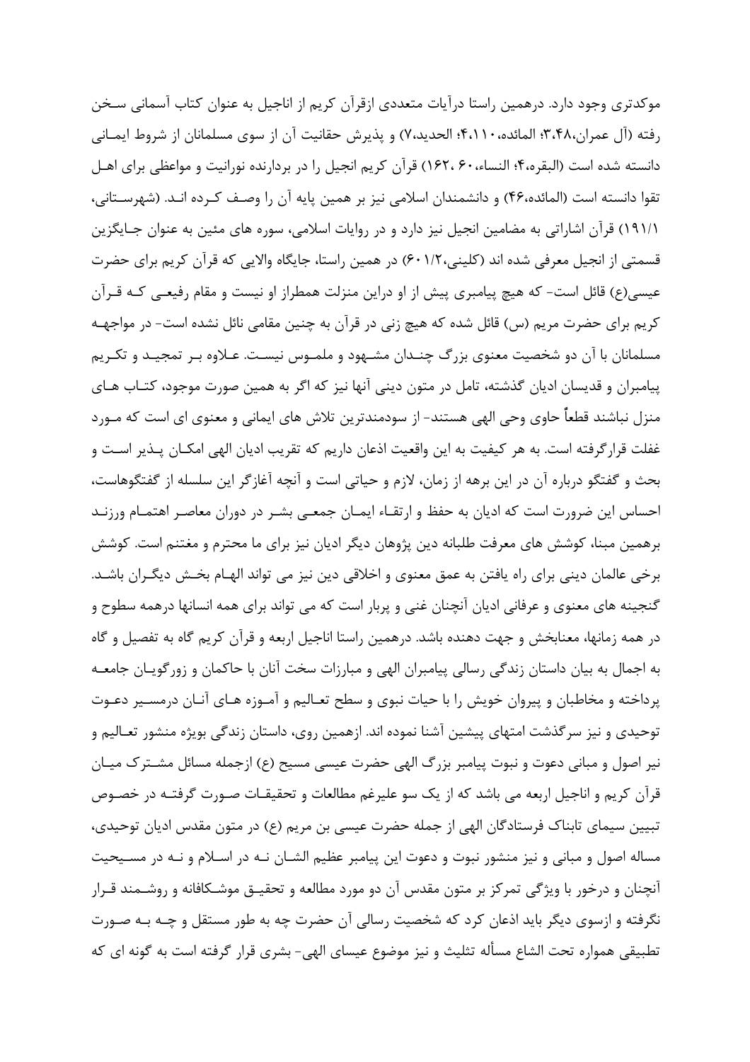موکدتری وجود دارد. درهمین راستا درآیات متعددی ازقرآن کریم از اناجیل به عنوان کتاب آسمانی سخن رفته (آل عمران،۳،۴۸؛ المائده،۴،۱۱۰؛ الحدید،۷) و پذیرش حقانیت آن از سوی مسلمانان از شروط ایمانی دانسته شده است (البقره،۴؛ النساء،۶۰ ،۱۶۲) قرآن کریم انجیل را در بردارنده نورانیت و مواعظی برای اهل تقوا دانسته است (المائده،۴۶) و دانشمندان اسلامی نیز بر همین پایه آن را وصف کرده اند. (شهرستانی، ۱۹۱/۱) قرآن اشاراتی به مضامین انجیل نیز دارد و در روایات اسلامی، سوره های مئین به عنوان جایگزین قسمتی از انجیل معرفی شده اند (کلینی،۶۰۱/۲) در همین راستا، جایگاه والایی که قرآن کریم برای حضرت عیسی(ع) قائل است- که هیچ پیامبری پیش از او دراین منزلت همطراز او نیست و مقام رفیعی که قرآن کریم برای حضرت مریم (س) قائل شده که هیچ زنی در قرآن به چنین مقامی نائل نشده است- در مواجهه مسلمانان با آن دو شخصیت معنوی بزرگ چندان مشهود و ملموس نیست. علاوه بر تمجید و تکریم پیامبران و قدیسان ادیان گذشته، تامل در متون دینی آنها نیز که اگر به همین صورت موجود، کتاب های منزل نباشند قطعاً حاوی وحی الهی هستند- از سودمندترین تلاش های ایمانی و معنوی ای است که مورد غفلت قرارگرفته است. به هر کیفیت به این واقعیت اذعان داریم که تقریب ادیان الهی امکان پذیر است و بحث و گفتگو درباره آن در این برهه از زمان، لازم و حیاتی است و آنچه آغازگر این سلسله از گفتگوهاست، احساس این ضرورت است که ادیان به حفظ و ارتقاء ایمان جمعی بشر در دوران معاصر اهتمام ورزند برهمین مبنا، کوشش های معرفت طلبانه دین پژوهان دیگر ادیان نیز برای ما محترم و مغتنم است. کوشش برخی عالمان دینی برای راه یافتن به عمق معنوی و اخلاقی دین نیز می تواند الهام بخش دیگران باشد. گنجینه های معنوی و عرفانی ادیان آنچنان غنی و پربار است که می تواند برای همه انسانها درهمه سطوح و در همه زمانها، معنابخش و جهت دهنده باشد. درهمین راستا اناجیل اربعه و قرآن کریم گاه به تفصیل و گاه به اجمال به بیان داستان زندگی رسالی پیامبران الهی و مبارزات سخت آنان با حاکمان و زورگویان جامعه پرداخته و مخاطبان و پیروان خویش را با حیات نبوی و سطح تعالیم و آموزه های آنان درمسیر دعوت توحیدی و نیز سرگذشت امتهای پیشین آشنا نموده اند. ازهمین روی، داستان زندگی بویژه منشور تعالیم و نیر اصول و مبانی دعوت و نبوت پیامبر بزرگ الهی حضرت عیسی مسیح (ع) ازجمله مسائل مشترک میان قرآن کریم و اناجیل اربعه می باشد که از یک سو علیرغم مطالعات و تحقیقات صورت گرفته در خصوص تبیین سیمای تابناک فرستادگان الهی از جمله حضرت عیسی بن مریم (ع) در متون مقدس ادیان توحیدی، مساله اصول و مبانی و نیز منشور نبوت و دعوت این پیامبر عظیم الشان نه در اسلام و نه در مسیحیت آنچنان و درخور با ویژگی تمرکز بر متون مقدس آن دو مورد مطالعه و تحقیق موشکافانه و روشمند قرار نگرفته و ازسوی دیگر باید اذعان کرد که شخصیت رسالی آن حضرت چه به طور مستقل و چه به صورت تطبیقی همواره تحت الشاع مسأله تثلیث و نیز موضوع عیسای الهی- بشری قرار گرفته است به گونه ای که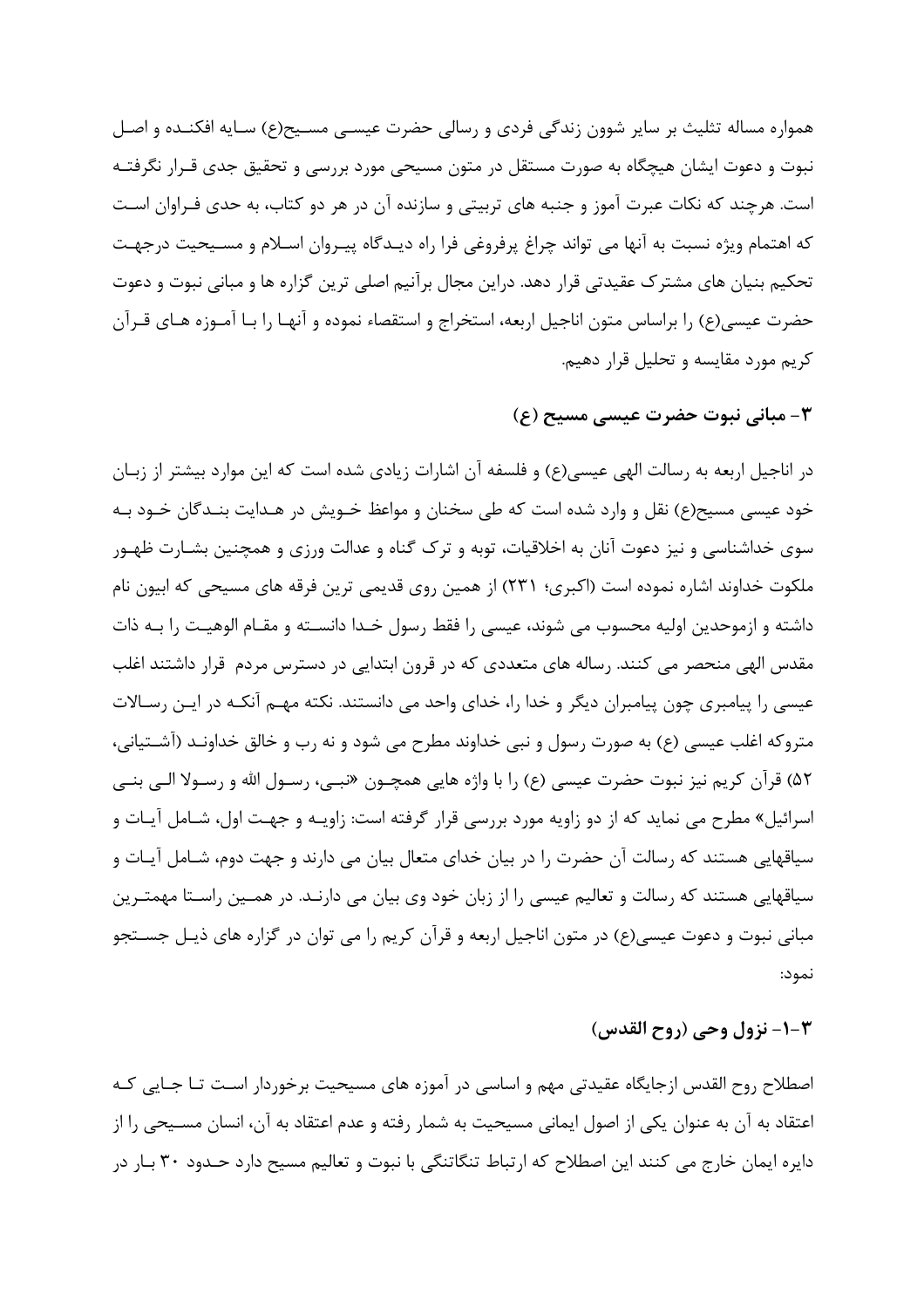همواره مساله تثلیث بر سایر شوون زندگی فردی و رسالی حضرت عیسی مسیح(ع) سایه افکنده و اصل نبوت و دعوت ایشان هیچگاه به صورت مستقل در متون مسیحی مورد بررسی و تحقیق جدی قرار نگرفته است. هرچند که نکات عبرت آموز و جنبه های تربیتی و سازنده آن در هر دو کتاب، به حدی فراوان است که اهتمام ویژه نسبت به آنها می تواند چراغ پرفروغی فرا راه دیدگاه پیروان اسلام و مسیحیت درجهت تحکیم بنیان های مشترک عقیدتی قرار دهد. دراین مجال برآنیم اصلی ترین گزاره ها و مبانی نبوت و دعوت حضرت عیسی(ع) را براساس متون اناجیل اربعه، استخراج و استقصاء نموده و آنها را با آموزه های قرآن کریم مورد مقایسه و تحلیل قرار دهیم.

## ۳- مبانی نبوت حضرت عیسی مسیح (ع)

در اناجیل اربعه به رسالت الهی عیسی(ع) و فلسفه آن اشارات زیادی شده است که این موارد بیشتر از زبان خود عیسی مسیح(ع) نقل و وارد شده است که طی سخنان و مواعظ خویش در هدایت بندگان خود به سوی خداشناسی و نیز دعوت آنان به اخلاقیات، توبه و ترک گناه و عدالت ورزی و همچنین بشارت ظهور ملکوت خداوند اشاره نموده است (اکبری؛ ۲۳۱) از همین روی قدیمی ترین فرقه های مسیحی که ابیون نام داشته و ازموحدین اولیه محسوب می شوند، عیسی را فقط رسول خدا دانسته و مقام الوهیت را به ذات مقدس الهی منحصر می کنند. رساله های متعددی که در قرون ابتدایی در دسترس مردم قرار داشتند اغلب عیسی را پیامبری چون پیامبران دیگر و خدا را، خدای واحد می دانستند. نکته مهم آنکه در این رسالات متروکه اغلب عیسی (ع) به صورت رسول و نبی خداوند مطرح می شود و نه رب و خالق خداوند (آشتیانی، ۵۲) قرآن کریم نیز نبوت حضرت عیسی (ع) را با واژه هایی همچون «نبی، رسول الله و رسولا الی بنی اسرائیل» مطرح می نماید که از دو زاویه مورد بررسی قرار گرفته است: زاویه و جهت اول، شامل آیات و سیاقهایی هستند که رسالت آن حضرت را در بیان خدای متعال بیان می دارند و جهت دوم، شامل آیات و سیاقهایی هستند که رسالت و تعالیم عیسی را از زبان خود وی بیان می دارند. در همین راستا مهمترین مبانی نبوت و دعوت عیسی(ع) در متون اناجیل اربعه و قرآن کریم را می توان در گزاره های ذیل جستجو نمود:

### ۳-۱- نزول وحی (روح القدس)

اصطلاح روح القدس ازجایگاه عقیدتی مهم و اساسی در آموزه های مسیحیت برخوردار است تا جایی که اعتقاد به آن به عنوان یکی از اصول ایمانی مسیحیت به شمار رفته و عدم اعتقاد به آن، انسان مسیحی را از دایره ایمان خارج می کنند این اصطلاح که ارتباط تنگاتنگی با نبوت و تعالیم مسیح دارد حدود ۳۰ بار در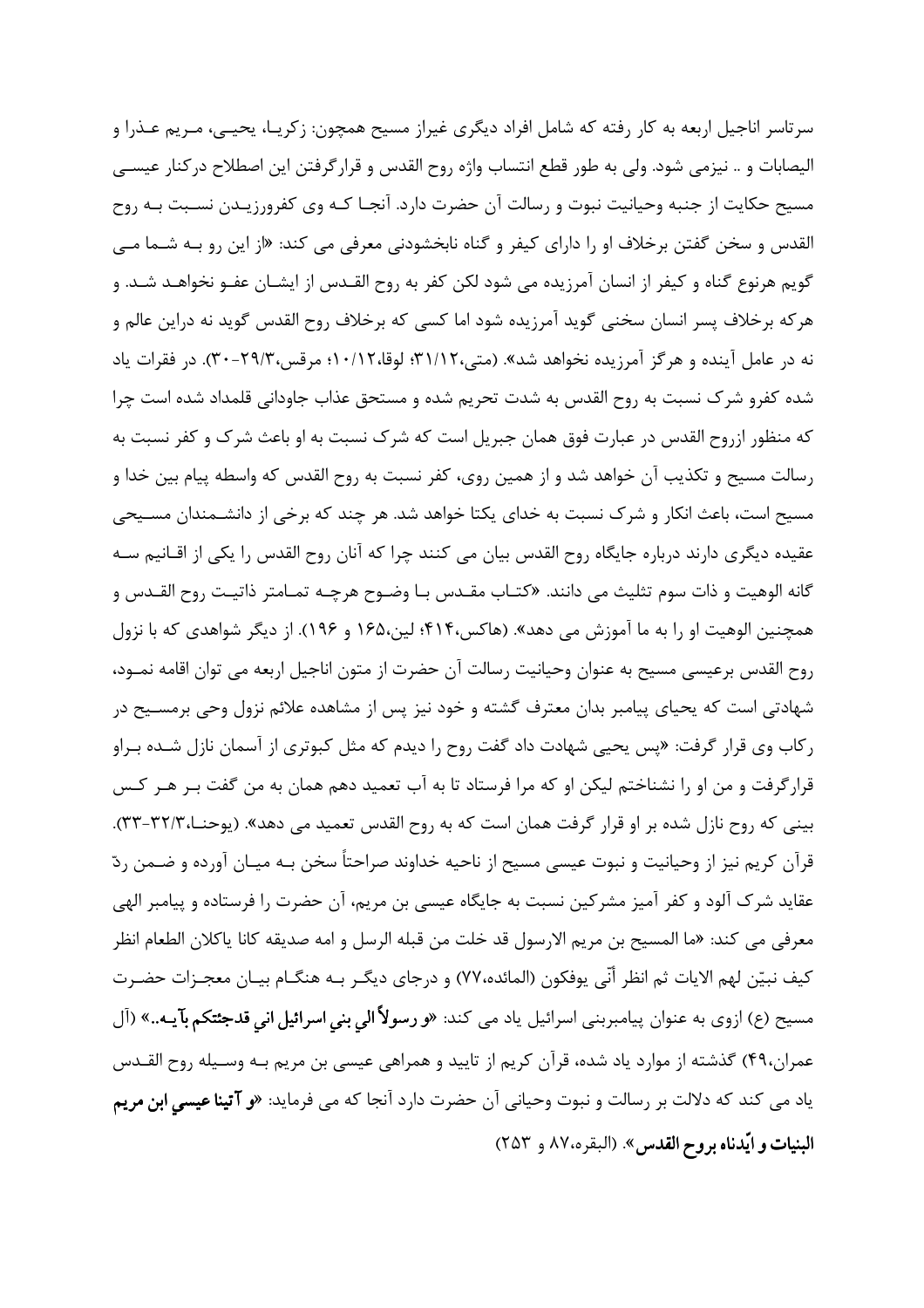سرتاسر اناجیل اربعه به کار رفته که شامل افراد دیگری غیراز مسیح همچون: زکریا، یحیی، مریم عذرا و الیصابات و .. نیزمی شود. ولی به طور قطع انتساب واژه روح القدس و قرارگرفتن این اصطلاح درکنار عیسی مسیح حکایت از جنبه وحیانیت نبوت و رسالت آن حضرت دارد. آنجا که وی کفرورزیدن نسبت به روح القدس و سخن گفتن برخلاف او را دارای کیفر و گناه نابخشودنی معرفی می کند: «از این رو به شما می گویم هرنوع گناه و کیفر از انسان آمرزیده می شود لکن کفر به روح القدس از ایشان عفو نخواهد شد. و هرکه برخلاف پسر انسان سخنی گوید آمرزیده شود اما کسی که برخلاف روح القدس گوید نه دراین عالم و نه در عامل آینده و هرگز آمرزیده نخواهد شد». (متی،۳۱/۱۲؛ لوقا،۱۰/۱۲؛ مرقس،۲۹/۳-۳۰). در فقرات یاد شده کفرو شرک نسبت به روح القدس به شدت تحریم شده و مستحق عذاب جاودانی قلمداد شده است چرا که منظور ازروح القدس در عبارت فوق همان جبریل است که شرک نسبت به او باعث شرک و کفر نسبت به رسالت مسیح و تکذیب آن خواهد شد و از همین روی، کفر نسبت به روح القدس که واسطه پیام بین خدا و مسیح است، باعث انکار و شرک نسبت به خدای یکتا خواهد شد. هر چند که برخی از دانشمندان مسیحی عقیده دیگری دارند درباره جایگاه روح القدس بیان می کنند چرا که آنان روح القدس را یکی از اقانیم سه گانه الوهیت و ذات سوم تثلیث می دانند. «کتاب مقدس با وضوح هرچه تمامتر ذاتیت روح القدس و همچنین الوهیت او را به ما آموزش می دهد». (هاکس،۴۱۴؛ لین،۱۶۵ و ۱۹۶). از دیگر شواهدی که با نزول روح القدس برعیسی مسیح به عنوان وحیانیت رسالت آن حضرت از متون اناجیل اربعه می توان اقامه نمود، شهادتی است که یحیای پیامبر بدان معترف گشته و خود نیز پس از مشاهده علائم نزول وحی برمسیح در رکاب وی قرار گرفت: «پس یحیی شهادت داد گفت روح را دیدم که مثل کبوتری از آسمان نازل شده براو قرارگرفت و من او را نشناختم لیکن او که مرا فرستاد تا به آب تعمید دهم همان به من گفت بر هر کس بینی که روح نازل شده بر او قرار گرفت همان است که به روح القدس تعمید می دهد». (یوحنا،۳۲/۳-۳۳). قرآن کریم نیز از وحیانیت و نبوت عیسی مسیح از ناحیه خداوند صراحتاً سخن به میان آورده و ضمن ردّ عقاید شرک آلود و کفر آمیز مشرکین نسبت به جایگاه عیسی بن مریم، آن حضرت را فرستاده و پیامبر الهی معرفی می کند: «ما المسیح بن مریم الارسول قد خلت من قبله الرسل و امه صدیقه کانا یاکلان الطعام انظر کیف نبیّن لهم الایات ثم انظر أنّی یوفکون (المائده،۷۷) و درجای دیگر به هنگام بیان معجزات حضرت مسیح (ع) ازوی به عنوان پیامبربنی اسرائیل یاد می کند: **«و رسولاً الی بنی اسرائیل انی قدجئتکم بآیه..»** (آل عمران،۴۹) گذشته از موارد یاد شده، قرآن کریم از تایید و همراهی عیسی بن مریم به وسیله روح القدس یاد می کند که دلالت بر رسالت و نبوت وحیانی آن حضرت دارد آنجا که می فرماید: **«و آتینا عیسی ابن مریم البنیات و ایّدناه بروح القدس»**. (البقره،۸۷ و ۲۵۳)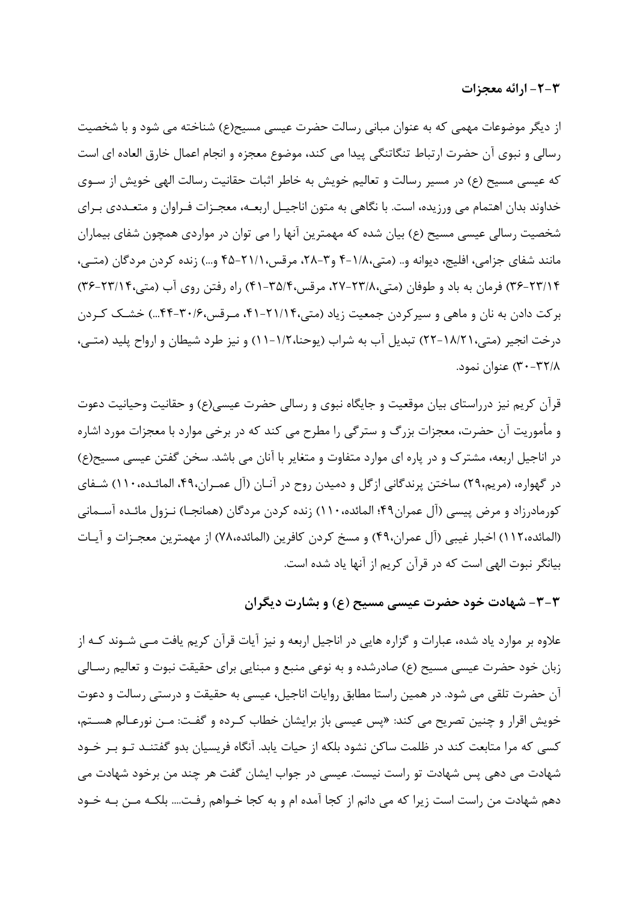### ۳-۲- ارائه معجزات

از دیگر موضوعات مهمی که به عنوان مبانی رسالت حضرت عیسی مسیح(ع) شناخته می شود و با شخصیت رسالی و نبوی آن حضرت ارتباط تنگاتنگی پیدا می کند، موضوع معجزه و انجام اعمال خارق العاده ای است که عیسی مسیح (ع) در مسیر رسالت و تعالیم خویش به خاطر اثبات حقانیت رسالت الهی خویش از سوی خداوند بدان اهتمام می ورزیده، است. با نگاهی به متون اناجیل اربعه، معجزات فراوان و متعددی برای شخصیت رسالی عیسی مسیح (ع) بیان شده که مهمترین آنها را می توان در مواردی همچون شفای بیماران مانند شفای جزامی، افلیج، دیوانه و.. (متی،۱/۸-۴ و۳-۲۸، مرقس،۲۱/۱-۴۵ و...) زنده کردن مردگان (متی، ۲۳/۱۴-۳۶) فرمان به باد و طوفان (متی،۲۳/۸-۲۷، مرقس،۳۵/۴-۴۱) راه رفتن روی آب (متی،۲۳/۱۴-۳۶) برکت دادن به نان و ماهی و سیرکردن جمعیت زیاد (متی،۲۱/۱۴-۴۱، مرقس،۳۰/۶-۴۴...) خشک کردن درخت انجیر (متی،۱۸/۲۱-۲۲) تبدیل آب به شراب (یوحنا،۱/۲-۱۱) و نیز طرد شیطان و ارواح پلید (متی، ۳۲/۸-۳۰) عنوان نمود.

قرآن کریم نیز درراستای بیان موقعیت و جایگاه نبوی و رسالی حضرت عیسی(ع) و حقانیت وحیانیت دعوت و مأموریت آن حضرت، معجزات بزرگ و سترگی را مطرح می کند که در برخی موارد با معجزات مورد اشاره در اناجیل اربعه، مشترک و در پاره ای موارد متفاوت و متغایر با آنان می باشد. سخن گفتن عیسی مسیح(ع) در گهواره، (مریم،۲۹) ساختن پرندگانی ازگل و دمیدن روح در آنان (آل عمران،۴۹، المائده،۱۱۰) شفای کورمادرزاد و مرض پیسی (آل عمران۴۹؛ المائده،۱۱۰) زنده کردن مردگان (همانجا) نزول مائده آسمانی (المائده،۱۱۲) اخبار غیبی (آل عمران،۴۹) و مسخ کردن کافرین (المائده،۷۸) از مهمترین معجزات و آیات بیانگر نبوت الهی است که در قرآن کریم از آنها یاد شده است.

### ۳-۳- شهادت خود حضرت عیسی مسیح (ع) و بشارت دیگران

علاوه بر موارد یاد شده، عبارات و گزاره هایی در اناجیل اربعه و نیز آیات قرآن کریم یافت می شوند که از زبان خود حضرت عیسی مسیح (ع) صادرشده و به نوعی منبع و مبنایی برای حقیقت نبوت و تعالیم رسالی آن حضرت تلقی می شود. در همین راستا مطابق روایات اناجیل، عیسی به حقیقت و درستی رسالت و دعوت خویش اقرار و چنین تصریح می کند: «پس عیسی باز برایشان خطاب کرده و گفت: من نورعالم هستم، کسی که مرا متابعت کند در ظلمت ساکن نشود بلکه از حیات یابد. آنگاه فریسیان بدو گفتند تو بر خود شهادت می دهی پس شهادت تو راست نیست. عیسی در جواب ایشان گفت هر چند من برخود شهادت می دهم شهادت من راست است زیرا که می دانم از کجا آمده ام و به کجا خواهم رفت.... بلکه من به خود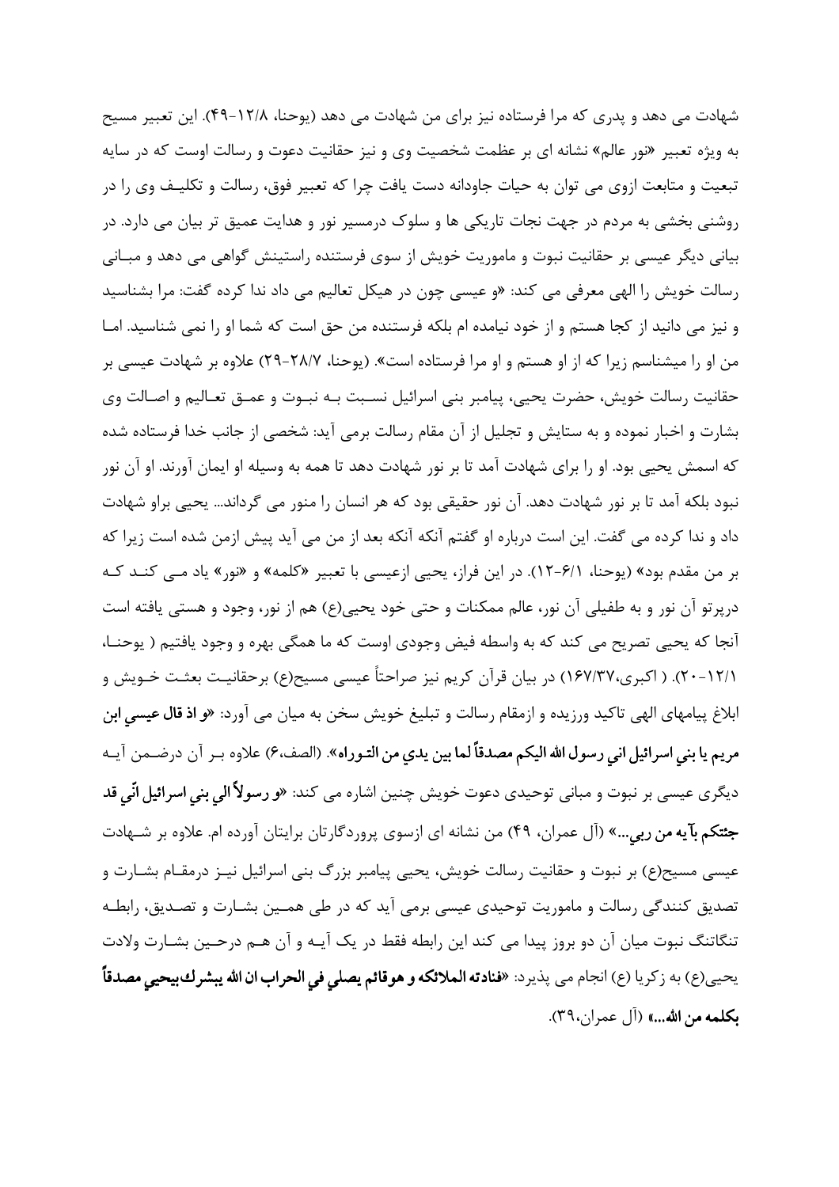شهادت می دهد و پدری که مرا فرستاده نیز برای من شهادت می دهد (یوحنا، ۱۲/۸-۴۹). این تعبیر مسیح به ویژه تعبیر «نور عالم» نشانه ای بر عظمت شخصیت وی و نیز حقانیت دعوت و رسالت اوست که در سایه تبعیت و متابعت ازوی می توان به حیات جاودانه دست یافت چرا که تعبیر فوق، رسالت و تکلیف وی را در روشنی بخشی به مردم در جهت نجات تاریکی ها و سلوک درمسیر نور و هدایت عمیق تر بیان می دارد. در بیانی دیگر عیسی بر حقانیت نبوت و ماموریت خویش از سوی فرستنده راستینش گواهی می دهد و مبانی رسالت خویش را الهی معرفی می کند: «و عیسی چون در هیکل تعالیم می داد ندا کرده گفت: مرا بشناسید و نیز می دانید از کجا هستم و از خود نیامده ام بلکه فرستنده من حق است که شما او را نمی شناسید. اما من او را میشناسم زیرا که از او هستم و او مرا فرستاده است». (یوحنا، ۲۸/۷-۲۹) علاوه بر شهادت عیسی بر حقانیت رسالت خویش، حضرت یحیی، پیامبر بنی اسرائیل نسبت به نبوت و عمق تعالیم و اصالت وی بشارت و اخبار نموده و به ستایش و تجلیل از آن مقام رسالت برمی آید: شخصی از جانب خدا فرستاده شده که اسمش یحیی بود. او را برای شهادت آمد تا بر نور شهادت دهد تا همه به وسیله او ایمان آورند. او آن نور نبود بلکه آمد تا بر نور شهادت دهد. آن نور حقیقی بود که هر انسان را منور می گرداند... یحیی براو شهادت داد و ندا کرده می گفت. این است درباره او گفتم آنکه آنکه بعد از من می آید پیش ازمن شده است زیرا که بر من مقدم بود» (یوحنا، ۶/۱-۱۲). در این فراز، یحیی ازعیسی با تعبیر «کلمه» و «نور» یاد می کند که درپرتو آن نور و به طفیلی آن نور، عالم ممکنات و حتی خود یحیی(ع) هم از نور، وجود و هستی یافته است آنجا که یحیی تصریح می کند که به واسطه فیض وجودی اوست که ما همگی بهره و وجود یافتیم ( یوحنا، ۱۲/۱-۲۰). ( اکبری،۱۶۷/۳۷) در بیان قرآن کریم نیز صراحتاً عیسی مسیح(ع) برحقانیت بعثت خویش و ابلاغ پیامهای الهی تاکید ورزیده و ازمقام رسالت و تبلیغ خویش سخن به میان می آورد: **«و اذ قال عیسی ابن مریم یا بنی اسرائیل انی رسول الله الیکم مصدقاً لما بین یدی من التوراه»**. (الصف،۶) علاوه بر آن درضمن آیه دیگری عیسی بر نبوت و مبانی توحیدی دعوت خویش چنین اشاره می کند: **«و رسولاً الی بنی اسرائیل انّی قد جئتکم بآیه من ربی...»** (آل عمران، ۴۹) من نشانه ای ازسوی پروردگارتان برایتان آورده ام. علاوه بر شهادت عیسی مسیح(ع) بر نبوت و حقانیت رسالت خویش، یحیی پیامبر بزرگ بنی اسرائیل نیز درمقام بشارت و تصدیق کنندگی رسالت و ماموریت توحیدی عیسی برمی آید که در طی همین بشارت و تصدیق، رابطه تنگاتنگ نبوت میان آن دو بروز پیدا می کند این رابطه فقط در یک آیه و آن هم درحین بشارت ولادت یحیی(ع) به زکریا (ع) انجام می پذیرد: **«فنادته الملائکه و هو قائم یصلی فی الحراب ان الله یبشرک بیحیی مصدقاً بکلمه من الله...»** (آل عمران،۳۹).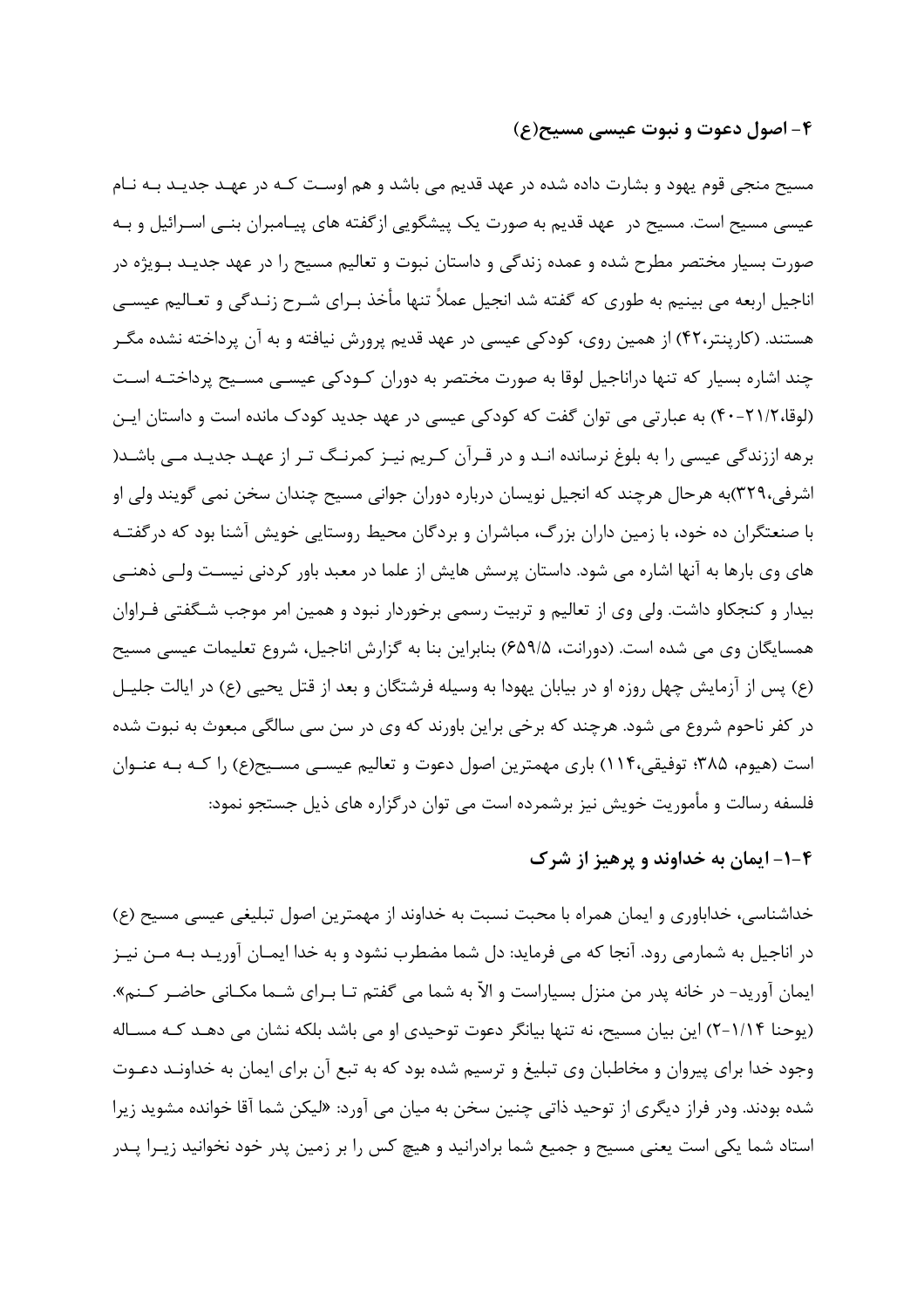## ۴- اصول دعوت و نبوت عیسی مسیح(ع)

مسیح منجی قوم یهود و بشارت داده شده در عهد قدیم می باشد و هم اوست که در عهد جدید به نام عیسی مسیح است. مسیح در عهد قدیم به صورت یک پیشگویی ازگفته های پیامبران بنی اسرائیل و به صورت بسیار مختصر مطرح شده و عمده زندگی و داستان نبوت و تعالیم مسیح را در عهد جدید بویژه در اناجیل اربعه می بینیم به طوری که گفته شد انجیل عملاً تنها مأخذ برای شرح زندگی و تعالیم عیسی هستند. (کارپنتر،۴۲) از همین روی، کودکی عیسی در عهد قدیم پرورش نیافته و به آن پرداخته نشده مگر چند اشاره بسیار که تنها دراناجیل لوقا به صورت مختصر به دوران کودکی عیسی مسیح پرداخته است (لوقا،۲۱/۲-۴۰) به عبارتی می توان گفت که کودکی عیسی در عهد جدید کودک مانده است و داستان این برهه اززندگی عیسی را به بلوغ نرسانده اند و در قرآن کریم نیز کمرنگ تر از عهد جدید می باشد( اشرفی،۳۲۹)به هرحال هرچند که انجیل نویسان درباره دوران جوانی مسیح چندان سخن نمی گویند ولی او با صنعتگران ده خود، با زمین داران بزرگ، مباشران و بردگان محیط روستایی خویش آشنا بود که درگفته های وی بارها به آنها اشاره می شود. داستان پرسش هایش از علما در معبد باور کردنی نیست ولی ذهنی بیدار و کنجکاو داشت. ولی وی از تعالیم و تربیت رسمی برخوردار نبود و همین امر موجب شگفتی فراوان همسایگان وی می شده است. (دورانت، ۶۵۹/۵) بنابراین بنا به گزارش اناجیل، شروع تعلیمات عیسی مسیح (ع) پس از آزمایش چهل روزه او در بیابان یهودا به وسیله فرشتگان و بعد از قتل یحیی (ع) در ایالت جلیل در کفر ناحوم شروع می شود. هرچند که برخی براین باورند که وی در سن سی سالگی مبعوث به نبوت شده است (هیوم، ۳۸۵؛ توفیقی،۱۱۴) باری مهمترین اصول دعوت و تعالیم عیسی مسیح(ع) را که به عنوان فلسفه رسالت و مأموریت خویش نیز برشمرده است می توان درگزاره های ذیل جستجو نمود:

### ۴-۱- ایمان به خداوند و پرهیز از شرک

خداشناسی، خداباوری و ایمان همراه با محبت نسبت به خداوند از مهمترین اصول تبلیغی عیسی مسیح (ع) در اناجیل به شمارمی رود. آنجا که می فرماید: دل شما مضطرب نشود و به خدا ایمان آورید به من نیز ایمان آورید- در خانه پدر من منزل بسیاراست و الاّ به شما می گفتم تا برای شما مکانی حاضر کنم». (یوحنا ۱/۱۴-۲) این بیان مسیح، نه تنها بیانگر دعوت توحیدی او می باشد بلکه نشان می دهد که مساله وجود خدا برای پیروان و مخاطبان وی تبلیغ و ترسیم شده بود که به تبع آن برای ایمان به خداوند دعوت شده بودند. ودر فراز دیگری از توحید ذاتی چنین سخن به میان می آورد: «لیکن شما آقا خوانده مشوید زیرا استاد شما یکی است یعنی مسیح و جمیع شما برادرانید و هیچ کس را بر زمین پدر خود نخوانید زیرا پدر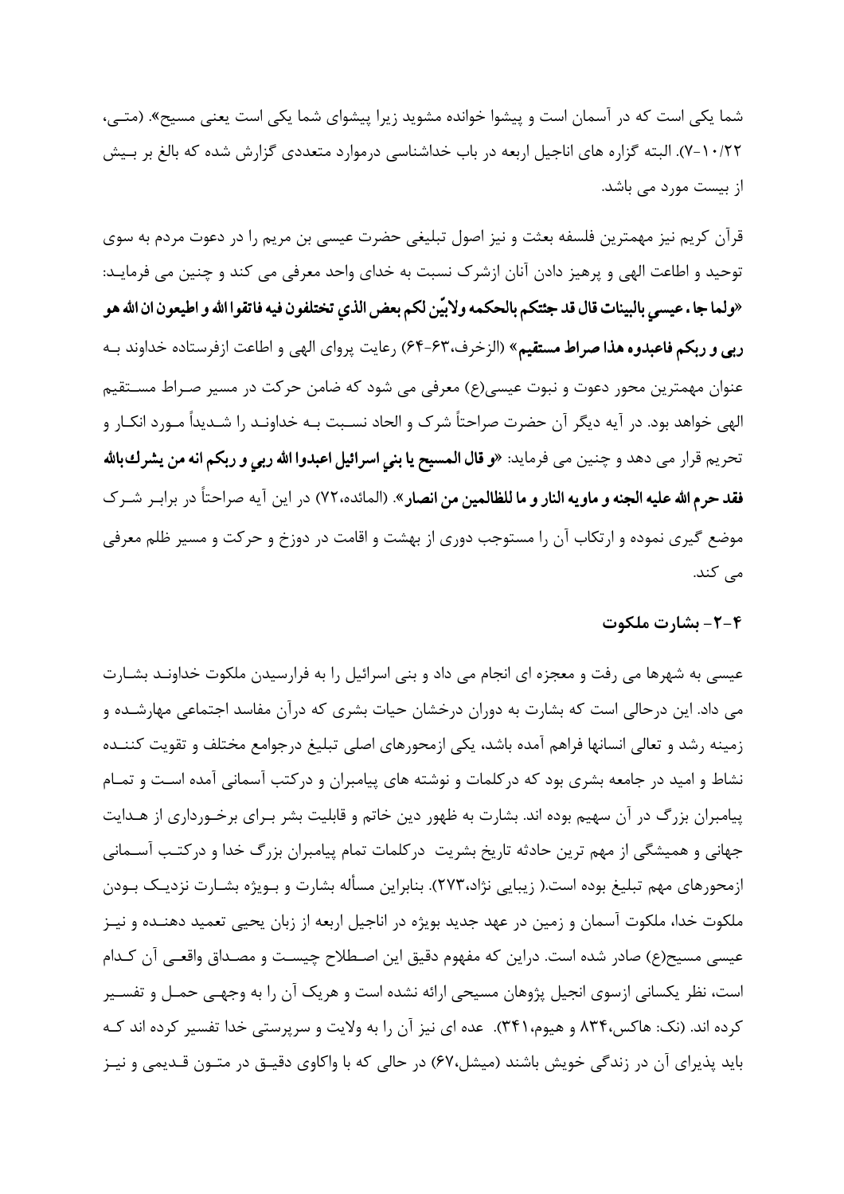شما یکی است که در آسمان است و پیشوا خوانده مشوید زیرا پیشوای شما یکی است یعنی مسیح». (متـی، ۲۲/۱۰-۷). البته گزاره های اناجیل اربعه در باب خداشناسی درموارد متعددی گزارش شده که بالغ بر بـیش از بیست مورد می باشد.

قرآن کریم نیز مهمترین فلسفه بعثت و نیز اصول تبلیغی حضرت عیسی بن مریم را در دعوت مردم به سوی توحید و اطاعت الهی و پرهیز دادن آنان ازشرک نسبت به خدای واحد معرفی می کند و چنین می فرمایـد: **«ولما جا ء عیسی بالبینات قال قد جئتکم بالحکمه ولابیّن لکم بعض الذي تختلفون فیه فاتقوا الله و اطیعون ان الله هو ربی و ربکم فاعبدوه هذا صراط مستقیم»** (الزخرف،۶۳-۶۴) رعایت پروای الهی و اطاعت ازفرستاده خداوند بـه عنوان مهمترین محور دعوت و نبوت عیسی(ع) معرفی می شود که ضامن حرکت در مسیر صـراط مسـتقیم الهی خواهد بود. در آیه دیگر آن حضرت صراحتاً شرک و الحاد نسـبت بـه خداونـد را شـدیداً مـورد انکـار و تحریم قرار می دهد و چنین می فرماید: **«و قال المسیح یا بني اسرائیل اعبدوا الله ربي و ربکم انه من یشرك بالله فقد حرم الله علیه الجنه و ماویه النار و ما للظالمین من انصار»**. (المائده،۷۲) در این آیه صراحتاً در برابـر شـرک موضع گیری نموده و ارتکاب آن را مستوجب دوری از بهشت و اقامت در دوزخ و حرکت و مسیر ظلم معرفی می کند.

### ۴-۲- بشارت ملکوت

عیسی به شهرها می رفت و معجزه ای انجام می داد و بنی اسرائیل را به فرارسیدن ملکوت خداونـد بشـارت می داد. این درحالی است که بشارت به دوران درخشان حیات بشری که درآن مفاسد اجتماعی مهارشـده و زمینه رشد و تعالی انسانها فراهم آمده باشد، یکی ازمحورهای اصلی تبلیغ درجوامع مختلف و تقویت کننـده نشاط و امید در جامعه بشری بود که درکلمات و نوشته های پیامبران و درکتب آسمانی آمده اسـت و تمـام پیامبران بزرگ در آن سهیم بوده اند. بشارت به ظهور دین خاتم و قابلیت بشر بـرای برخـورداری از هـدایت جهانی و همیشگی از مهم ترین حادثه تاریخ بشریت درکلمات تمام پیامبران بزرگ خدا و درکتـب آسـمانی ازمحورهای مهم تبلیغ بوده است.( زیبایی نژاد،۲۷۳). بنابراین مسأله بشارت و بـویژه بشـارت نزدیـک بـودن ملکوت خدا، ملکوت آسمان و زمین در عهد جدید بویژه در اناجیل اربعه از زبان یحیی تعمید دهنـده و نیـز عیسی مسیح(ع) صادر شده است. دراین که مفهوم دقیق این اصـطلاح چیسـت و مصـداق واقعـی آن کـدام است، نظر یکسانی ازسوی انجیل پژوهان مسیحی ارائه نشده است و هریک آن را به وجهـی حمـل و تفسـیر کرده اند. (نک: هاکس،۸۳۴ و هیوم،۳۴۱). عده ای نیز آن را به ولایت و سرپرستی خدا تفسیر کرده اند کـه باید پذیرای آن در زندگی خویش باشند (میشل،۶۷) در حالی که با واکاوی دقیـق در متـون قـدیمی و نیـز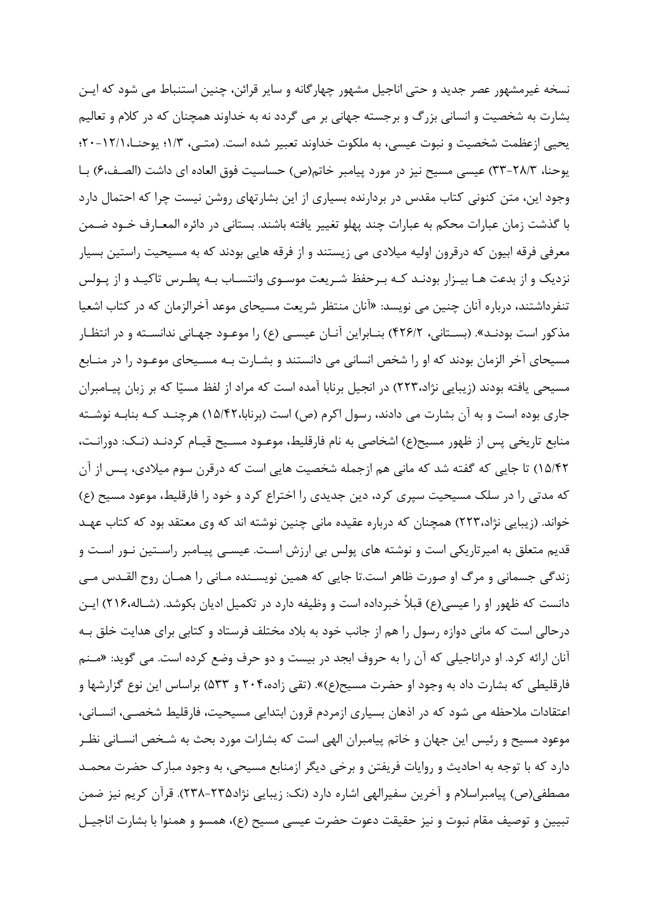نسخه غیرمشهور عصر جدید و حتی اناجیل مشهور چهارگانه و سایر قرائن، چنین استنباط می شود که ایـن بشارت به شخصیت و انسانی بزرگ و برجسته جهانی بر می گردد نه به خداوند همچنان که در کلام و تعالیم یحیی ازعظمت شخصیت و نبوت عیسی، به ملکوت خداوند تعبیر شده است. (متـی، ۱/۳؛ یوحنـا،۱۲/۱-۲۰؛ یوحنا، ۲۸/۳-۳۳) عیسی مسیح نیز در مورد پیامبر خاتم(ص) حساسیت فوق العاده ای داشت (الصـف،۶) بـا وجود این، متن کنونی کتاب مقدس در بردارنده بسیاری از این بشارتهای روشن نیست چرا که احتمال دارد با گذشت زمان عبارات محکم به عبارات چند پهلو تغییر یافته باشند. بستانی در دائره المعـارف خـود ضـمن معرفی فرقه ابیون که درقرون اولیه میلادی می زیستند و از فرقه هایی بودند که به مسیحیت راستین بسیار نزدیک و از بدعت هـا بیـزار بودنـد کـه بـرحفظ شـریعت موسـوی وانتسـاب بـه پطـرس تاکیـد و از پـولس تنفرداشتند، درباره آنان چنین می نویسد: «آنان منتظر شریعت مسیحای موعد آخرالزمان که در کتاب اشعیا مذکور است بودنـد». (بسـتانی، ۴۲۶/۲) بنـابراین آنـان عیسـی (ع) را موعـود جهـانی ندانسـته و در انتظـار مسیحای آخر الزمان بودند که او را شخص انسانی می دانستند و بشـارت بـه مسـیحای موعـود را در منـابع مسیحی یافته بودند (زیبایی نژاد،۲۲۳) در انجیل برنابا آمده است که مراد از لفظ مسیّا که بر زبان پیـامبران جاری بوده است و به آن بشارت می دادند، رسول اکرم (ص) است (برنابا،۱۵/۴۲) هرچنـد کـه بنابـه نوشـته منابع تاریخی پس از ظهور مسیح(ع) اشخاصی به نام فارقلیط، موعـود مسـیح قیـام کردنـد (نـک: دورانـت، ۱۵/۴۲) تا جایی که گفته شد که مانی هم ازجمله شخصیت هایی است که درقرن سوم میلادی، پـس از آن که مدتی را در سلک مسیحیت سپری کرد، دین جدیدی را اختراع کرد و خود را فارقلیط، موعود مسیح (ع) خواند. (زیبایی نژاد،۲۲۳) همچنان که درباره عقیده مانی چنین نوشته اند که وی معتقد بود که کتاب عهـد قدیم متعلق به امیرتاریکی است و نوشته های پولس بی ارزش اسـت. عیسـی پیـامبر راسـتین نـور اسـت و زندگی جسمانی و مرگ او صورت ظاهر است.تا جایی که همین نویسـنده مـانی را همـان روح القـدس مـی دانست که ظهور او را عیسی(ع) قبلاً خبرداده است و وظیفه دارد در تکمیل ادیان بکوشد. (شـاله،۲۱۶) ایـن درحالی است که مانی دوازه رسول را هم از جانب خود به بلاد مختلف فرستاد و کتابی برای هدایت خلق بـه آنان ارائه کرد. او دراناجیلی که آن را به حروف ابجد در بیست و دو حرف وضع کرده است. می گوید: «مـنم فارقلیطی که بشارت داد به وجود او حضرت مسیح(ع)». (تقی زاده،۲۰۴ و ۵۳۳) براساس این نوع گزارشها و اعتقادات ملاحظه می شود که در اذهان بسیاری ازمردم قرون ابتدایی مسیحیت، فارقلیط شخصـی، انسـانی، موعود مسیح و رئیس این جهان و خاتم پیامبران الهی است که بشارات مورد بحث به شـخص انسـانی نظـر دارد که با توجه به احادیث و روایات فریفتن و برخی دیگر ازمنابع مسیحی، به وجود مبارک حضرت محمـد مصطفی(ص) پیامبراسلام و آخرین سفیرالهی اشاره دارد (نک: زیبایی نژاد۲۳۵-۲۳۸). قرآن کریم نیز ضمن تبیین و توصیف مقام نبوت و نیز حقیقت دعوت حضرت عیسی مسیح (ع)، همسو و همنوا با بشارت اناجیـل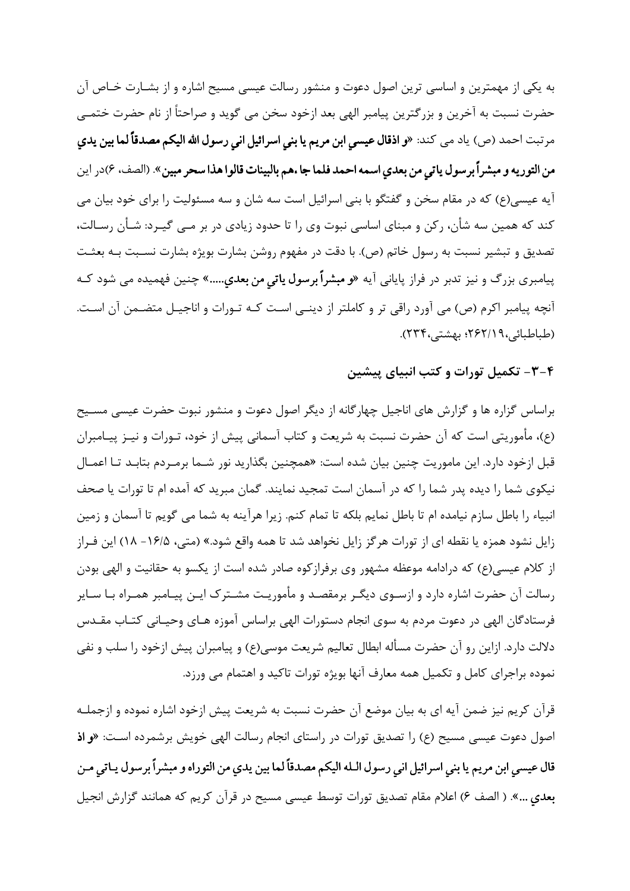به یکی از مهمترین و اساسی ترین اصول دعوت و منشور رسالت عیسی مسیح اشاره و از بشـارت خـاص آن حضرت نسبت به آخرین و بزرگترین پیامبر الهی بعد ازخود سخن می گوید و صراحتاً از نام حضرت ختمـی مرتبت احمد (ص) یاد می کند: **«و اذقال عيسي ابن مريم يا بني اسرائيل اني رسول الله اليكم مصدقاً لما بين يدي من التوريه و مبشراً برسول ياتي من بعدي اسمه احمد فلما جا ،هم بالبينات قالوا هذا سحر مبين»**. (الصف، ۶)در این آیه عیسی(ع) که در مقام سخن و گفتگو با بنی اسرائیل است سه شان و سه مسئولیت را برای خود بیان می کند که همین سه شأن، رکن و مبنای اساسی نبوت وی را تا حدود زیادی در بر مـی گیـرد: شـأن رسـالت، تصدیق و تبشیر نسبت به رسول خاتم (ص). با دقت در مفهوم روشن بشارت بویژه بشارت نسـبت بـه بعثـت پیامبری بزرگ و نیز تدبر در فراز پایانی آیه **«و مبشراً برسول ياتي من بعدي.....»** چنین فهمیده می شود کـه آنچه پیامبر اکرم (ص) می آورد راقی تر و کاملتر از دینـی اسـت کـه تـورات و اناجیـل متضـمن آن اسـت. (طباطبائی،۲۶۲/۱۹؛ بهشتی،۲۳۴).

## ۴-۳- تکمیل تورات و کتب انبیای پیشین

براساس گزاره ها و گزارش های اناجیل چهارگانه از دیگر اصول دعوت و منشور نبوت حضرت عیسی مسـیح (ع)، مأموریتی است که آن حضرت نسبت به شریعت و کتاب آسمانی پیش از خود، تـورات و نیـز پیـامبران قبل ازخود دارد. این ماموریت چنین بیان شده است: «همچنین بگذارید نور شـما برمـردم بتابـد تـا اعمـال نیکوی شما را دیده پدر شما را که در آسمان است تمجید نمایند. گمان مبرید که آمده ام تا تورات یا صحف انبیاء را باطل سازم نیامده ام تا باطل نمایم بلکه تا تمام کنم. زیرا هرآینه به شما می گویم تا آسمان و زمین زایل نشود همزه یا نقطه ای از تورات هرگز زایل نخواهد شد تا همه واقع شود.» (متی، ۱۶/۵- ۱۸) این فـراز از کلام عیسی(ع) که درادامه موعظه مشهور وی برفرازکوه صادر شده است از یکسو به حقانیت و الهی بودن رسالت آن حضرت اشاره دارد و ازسـوی دیگـر برمقصـد و مأموریـت مشـترک ایـن پیـامبر همـراه بـا سـایر فرستادگان الهی در دعوت مردم به سوی انجام دستورات الهی براساس آموزه هـای وحیـانی کتـاب مقـدس دلالت دارد. ازاین رو آن حضرت مسأله ابطال تعالیم شریعت موسی(ع) و پیامبران پیش ازخود را سلب و نفی نموده براجرای کامل و تکمیل همه معارف آنها بویژه تورات تاکید و اهتمام می ورزد.

قرآن کریم نیز ضمن آیه ای به بیان موضع آن حضرت نسبت به شریعت پیش ازخود اشاره نموده و ازجملـه اصول دعوت عیسی مسیح (ع) را تصدیق تورات در راستای انجام رسالت الهی خویش برشمرده اسـت: **«و اذ قال عيسي ابن مريم يا بني اسرائيل اني رسول الـله اليكم مصدقاً لما بين يدي من التوراه و مبشراً برسول يـاتي مـن بعدي ...»**. ( الصف ۶) اعلام مقام تصدیق تورات توسط عیسی مسیح در قرآن کریم که همانند گزارش انجیل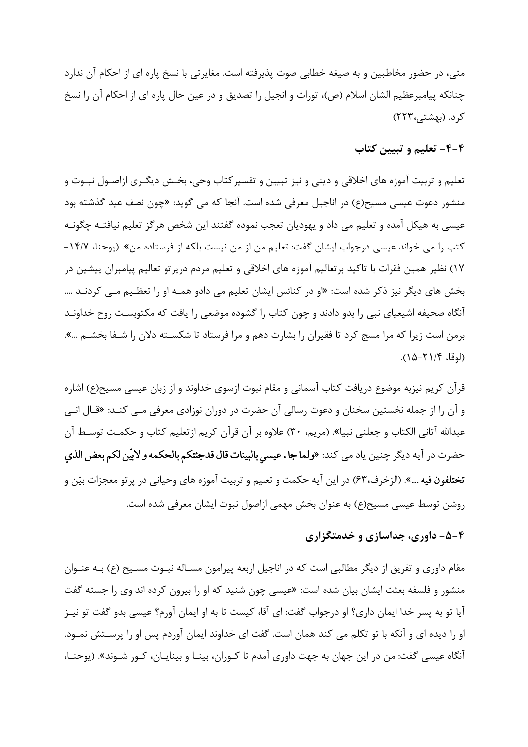متی، در حضور مخاطبین و به صیغه خطابی صوت پذیرفته است. مغایرتی با نسخ پاره ای از احکام آن ندارد چنانکه پیامبرعظیم الشان اسلام (ص)، تورات و انجیل را تصدیق و در عین حال پاره ای از احکام آن را نسخ کرد. (بهشتی،۲۲۳)

## ۴-۴- تعلیم و تبیین کتاب

تعلیم و تربیت آموزه های اخلاقی و دینی و نیز تبیین و تفسیرکتاب وحی، بخش دیگری ازاصول نبوت و منشور دعوت عیسی مسیح(ع) در اناجیل معرفی شده است. آنجا که می گوید: «چون نصف عید گذشته بود عیسی به هیکل آمده و تعلیم می داد و یهودیان تعجب نموده گفتند این شخص هرگز تعلیم نیافته چگونه کتب را می خواند عیسی درجواب ایشان گفت: تعلیم من از من نیست بلکه از فرستاده من». (یوحنا، ۱۴/۷-۱۷) نظیر همین فقرات با تاکید برتعالیم آموزه های اخلاقی و تعلیم مردم درپرتو تعالیم پیامبران پیشین در بخش های دیگر نیز ذکر شده است: «او در کنائس ایشان تعلیم می دادو همه او را تعظیم می کردند .... آنگاه صحیفه اشیعیای نبی را بدو دادند و چون کتاب را گشوده موضعی را یافت که مکتوبست روح خداوند برمن است زیرا که مرا مسح کرد تا فقیران را بشارت دهم و مرا فرستاد تا شکسته دلان را شفا بخشم ...». (لوقا، ۲۱/۴-۱۵).

قرآن کریم نیزبه موضوع دریافت کتاب آسمانی و مقام نبوت ازسوی خداوند و از زبان عیسی مسیح(ع) اشاره و آن را از جمله نخستین سخنان و دعوت رسالی آن حضرت در دوران نوزادی معرفی می کند: «قال انی عبدالله آتانی الکتاب و جعلنی نبیا». (مریم، ۳۰) علاوه بر آن قرآن کریم ازتعلیم کتاب و حکمت توسط آن حضرت در آیه دیگر چنین یاد می کند: «**ولما جاء عیسی بالبینات قال قدجئتکم بالحکمه و لابیّن لکم بعض الذي تختلفون فیه ...**». (الزخرف،۶۳) در این آیه حکمت و تعلیم و تربیت آموزه های وحیانی در پرتو معجزات بیّن و روشن توسط عیسی مسیح(ع) به عنوان بخش مهمی ازاصول نبوت ایشان معرفی شده است.

## ۴-۵- داوری، جداسازی و خدمتگزاری

مقام داوری و تفریق از دیگر مطالبی است که در اناجیل اربعه پیرامون مساله نبوت مسیح (ع) به عنوان منشور و فلسفه بعثت ایشان بیان شده است: «عیسی چون شنید که او را بیرون کرده اند وی را جسته گفت آیا تو به پسر خدا ایمان داری؟ او درجواب گفت: ای آقا، کیست تا به او ایمان آورم؟ عیسی بدو گفت تو نیز او را دیده ای و آنکه با تو تکلم می کند همان است. گفت ای خداوند ایمان آوردم پس او را پرستش نمود. آنگاه عیسی گفت: من در این جهان به جهت داوری آمدم تا کوران، بینا و بینایان، کور شوند». (یوحنا،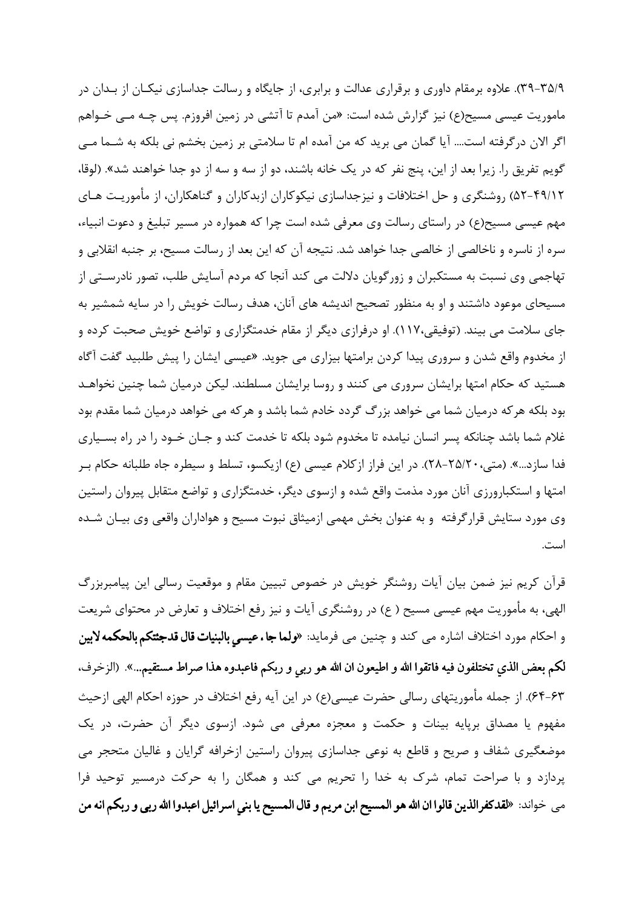۳۵/۹-۳۹). علاوه برمقام داوری و برقراری عدالت و برابری، از جایگاه و رسالت جداسازی نیکـان از بـدان در ماموریت عیسی مسیح(ع) نیز گزارش شده است: «من آمدم تا آتشی در زمین افروزم. پس چـه مـی خـواهم اگر الان درگرفته است.... آیا گمان می برید که من آمده ام تا سلامتی بر زمین بخشم نی بلکه به شـما مـی گویم تفریق را. زیرا بعد از این، پنج نفر که در یک خانه باشند، دو از سه و سه از دو جدا خواهند شد». (لوقا، ۴۹/۱۲-۵۲) روشنگری و حل اختلافات و نیزجداسازی نیکوکاران ازبدکاران و گناهکاران، از مأموریـت هـای مهم عیسی مسیح(ع) در راستای رسالت وی معرفی شده است چرا که همواره در مسیر تبلیغ و دعوت انبیاء، سره از ناسره و ناخالصی از خالصی جدا خواهد شد. نتیجه آن که این بعد از رسالت مسیح، بر جنبه انقلابی و تهاجمی وی نسبت به مستکبران و زورگویان دلالت می کند آنجا که مردم آسایش طلب، تصور نادرسـتی از مسیحای موعود داشتند و او به منظور تصحیح اندیشه های آنان، هدف رسالت خویش را در سایه شمشیر به جای سلامت می بیند. (توفیقی،۱۱۷). او درفرازی دیگر از مقام خدمتگزاری و تواضع خویش صحبت کرده و از مخدوم واقع شدن و سروری پیدا کردن برامتها بیزاری می جوید. «عیسی ایشان را پیش طلبید گفت آگاه هستید که حکام امتها برایشان سروری می کنند و روسا برایشان مسلطند. لیکن درمیان شما چنین نخواهـد بود بلکه هرکه درمیان شما می خواهد بزرگ گردد خادم شما باشد و هرکه می خواهد درمیان شما مقدم بود غلام شما باشد چنانکه پسر انسان نیامده تا مخدوم شود بلکه تا خدمت کند و جـان خـود را در راه بسـیاری فدا سازد...». (متی،۲۵/۲۰-۲۸). در این فراز ازکلام عیسی (ع) ازیکسو، تسلط و سیطره جاه طلبانه حکام بـر امتها و استکبارورزی آنان مورد مذمت واقع شده و ازسوی دیگر، خدمتگزاری و تواضع متقابل پیروان راستین وی مورد ستایش قرارگرفته و به عنوان بخش مهمی ازمیثاق نبوت مسیح و هواداران واقعی وی بیـان شـده است.

قرآن کریم نیز ضمن بیان آیات روشنگر خویش در خصوص تبیین مقام و موقعیت رسالی این پیامبربزرگ الهی، به مأموریت مهم عیسی مسیح ( ع) در روشنگری آیات و نیز رفع اختلاف و تعارض در محتوای شریعت و احکام مورد اختلاف اشاره می کند و چنین می فرماید: «**ولما جاء عیسی بالبنیات قال قدجئتکم بالحکمه لابین لکم بعض الذي تختلفون فیه فاتقوا الله و اطیعون ان الله هو ربي و ربکم فاعبدوه هذا صراط مستقیم...**». (الزخرف، ۶۳-۶۴). از جمله مأموریتهای رسالی حضرت عیسی(ع) در این آیه رفع اختلاف در حوزه احکام الهی ازحیث مفهوم یا مصداق برپایه بینات و حکمت و معجزه معرفی می شود. ازسوی دیگر آن حضرت، در یک موضعگیری شفاف و صریح و قاطع به نوعی جداسازی پیروان راستین ازخرافه گرایان و غالیان متحجر می پردازد و با صراحت تمام، شرک به خدا را تحریم می کند و همگان را به حرکت درمسیر توحید فرا می خواند: «**لقدکفرالذین قالوا ان الله هو المسیح ابن مریم و قال المسیح یا بني اسرائیل اعبدوا الله ربی و ربکم انه من**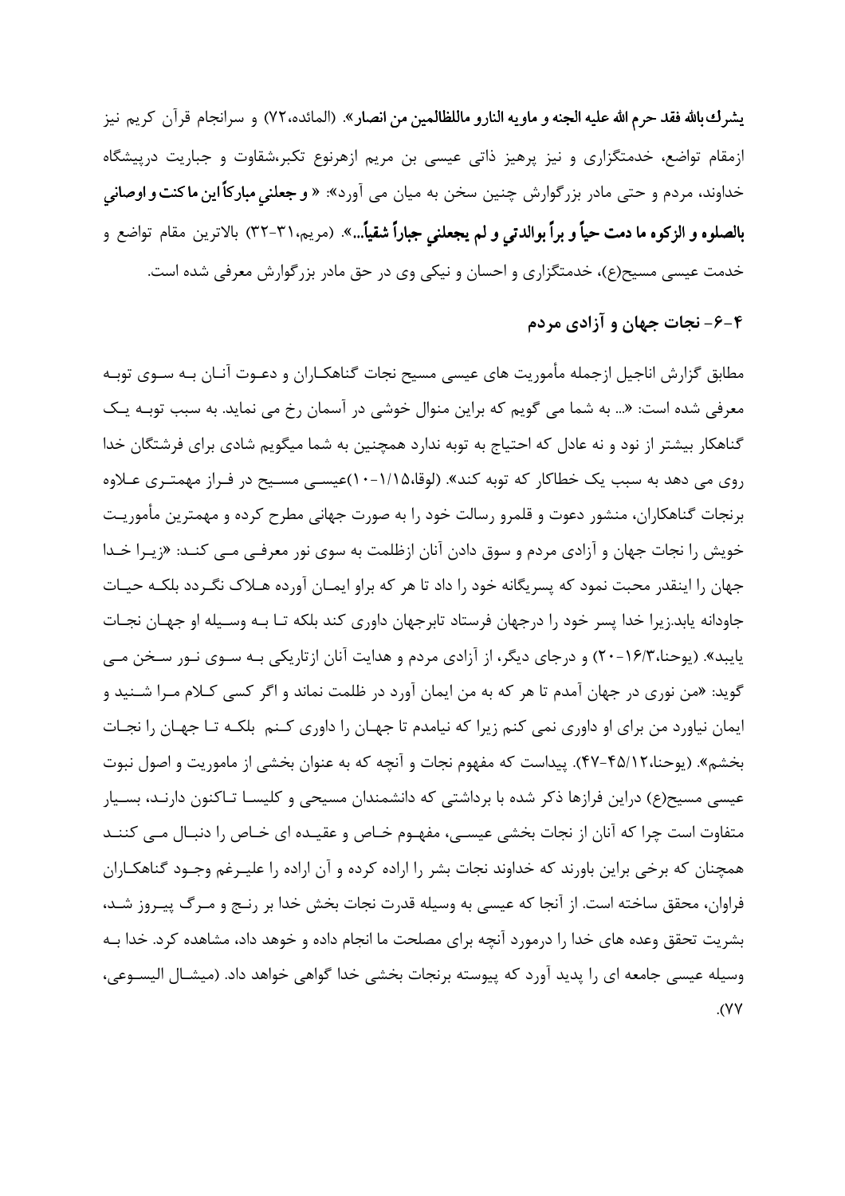**یشرك بالله فقد حرم الله علیه الجنه و ماویه النارو ماللظالمین من انصار».** (المائده،۷۲) و سرانجام قرآن کریم نیز ازمقام تواضع، خدمتگزاری و نیز پرهیز ذاتی عیسی بن مریم ازهرنوع تکبر،شقاوت و جباریت درپیشگاه خداوند، مردم و حتی مادر بزرگوارش چنین سخن به میان می آورد»: **« و جعلني مبارکاً این ما کنت و اوصانی بالصلوه و الزکوه ما دمت حیاً و براً بوالدتي و لم یجعلني جباراً شقیاً...».** (مریم،۳۱-۳۲) بالاترین مقام تواضع و خدمت عیسی مسیح(ع)، خدمتگزاری و احسان و نیکی وی در حق مادر بزرگوارش معرفی شده است.

## ۴-۶- نجات جهان و آزادی مردم

مطابق گزارش اناجیل ازجمله مأموریت های عیسی مسیح نجات گناهکاران و دعوت آنان به سوی توبه معرفی شده است: «... به شما می گویم که براین منوال خوشی در آسمان رخ می نماید. به سبب توبه یک گناهکار بیشتر از نود و نه عادل که احتیاج به توبه ندارد همچنین به شما میگویم شادی برای فرشتگان خدا روی می دهد به سبب یک خطاکار که توبه کند». (لوقا،۱/۱۵-۱۰)عیسی مسیح در فراز مهمتری علاوه برنجات گناهکاران، منشور دعوت و قلمرو رسالت خود را به صورت جهانی مطرح کرده و مهمترین مأموریت خویش را نجات جهان و آزادی مردم و سوق دادن آنان ازظلمت به سوی نور معرفی می کند: «زیرا خدا جهان را اینقدر محبت نمود که پسریگانه خود را داد تا هر که براو ایمان آورده هلاک نگردد بلکه حیات جاودانه یابد.زیرا خدا پسر خود را درجهان فرستاد تابرجهان داوری کند بلکه تا به وسیله او جهان نجات یابید». (یوحنا،۱۶/۳-۲۰) و درجای دیگر، از آزادی مردم و هدایت آنان ازتاریکی به سوی نور سخن می گوید: «من نوری در جهان آمدم تا هر که به من ایمان آورد در ظلمت نماند و اگر کسی کلام مرا شنید و ایمان نیاورد من برای او داوری نمی کنم زیرا که نیامدم تا جهان را داوری کنم بلکه تا جهان را نجات بخشم». (یوحنا،۴۵/۱۲-۴۷). پیداست که مفهوم نجات و آنچه که به عنوان بخشی از ماموریت و اصول نبوت عیسی مسیح(ع) دراین فرازها ذکر شده با برداشتی که دانشمندان مسیحی و کلیسا تاکنون دارند، بسیار متفاوت است چرا که آنان از نجات بخشی عیسی، مفهوم خاص و عقیده ای خاص را دنبال می کنند همچنان که برخی براین باورند که خداوند نجات بشر را اراده کرده و آن اراده را علیرغم وجود گناهکاران فراوان، محقق ساخته است. از آنجا که عیسی به وسیله قدرت نجات بخش خدا بر رنج و مرگ پیروز شد، بشریت تحقق وعده های خدا را درمورد آنچه برای مصلحت ما انجام داده و خوهد داد، مشاهده کرد. خدا به وسیله عیسی جامعه ای را پدید آورد که پیوسته برنجات بخشی خدا گواهی خواهد داد. (میشال الیسوعی، ۷۷).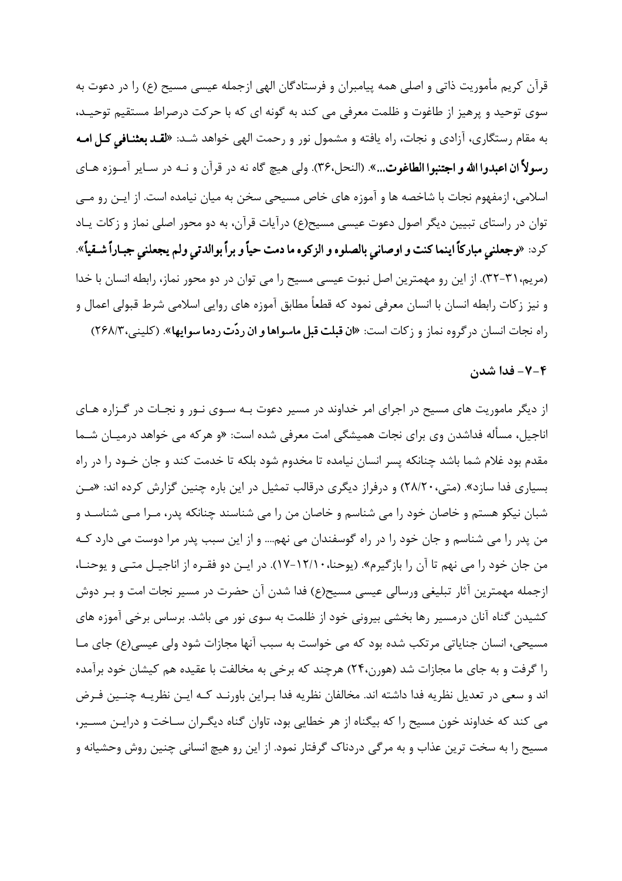قرآن کریم مأموریت ذاتی و اصلی همه پیامبران و فرستادگان الهی ازجمله عیسی مسیح (ع) را در دعوت به سوی توحید و پرهیز از طاغوت و ظلمت معرفی می کند به گونه ای که با حرکت درصراط مستقیم توحیـد، به مقام رستگاری، آزادی و نجات، راه یافته و مشمول نور و رحمت الهی خواهد شـد: «**لقـد بعثنـافي كـل امـه رسولاً ان اعبدوا الله و اجتنبوا الطاغوت...**». (النحل،۳۶). ولی هیچ گاه نه در قرآن و نـه در سـایر آمـوزه هـای اسلامی، ازمفهوم نجات با شاخصه ها و آموزه های خاص مسیحی سخن به میان نیامده است. از ایـن رو مـی توان در راستای تبیین دیگر اصول دعوت عیسی مسیح(ع) درآیات قرآن، به دو محور اصلی نماز و زکات یـاد کرد: «**وجعلني مباركاً اينما كنت و اوصاني بالصلوه و الزكوه ما دمت حياً و براً بوالدتي ولم يجعلني جبـاراً شـقياً**». (مریم،۳۱-۳۲). از این رو مهمترین اصل نبوت عیسی مسیح را می توان در دو محور نماز، رابطه انسان با خدا و نیز زکات رابطه انسان با انسان معرفی نمود که قطعاً مطابق آموزه های روایی اسلامی شرط قبولی اعمال و راه نجات انسان درگروه نماز و زکات است: «**ان قبلت قبل ماسواها و ان ردّت ردما سوايها**». (کلینی،۲۶۸/۳)

### ۴-۷- فدا شدن

از دیگر ماموریت های مسیح در اجرای امر خداوند در مسیر دعوت بـه سـوی نـور و نجـات در گـزاره هـای اناجیل، مسأله فداشدن وی برای نجات همیشگی امت معرفی شده است: «و هرکه می خواهد درمیـان شـما مقدم بود غلام شما باشد چنانکه پسر انسان نیامده تا مخدوم شود بلکه تا خدمت کند و جان خـود را در راه بسیاری فدا سازد». (متی،۲۸/۲۰) و درفراز دیگری درقالب تمثیل در این باره چنین گزارش کرده اند: «مـن شبان نیکو هستم و خاصان خود را می شناسم و خاصان من را می شناسند چنانکه پدر، مـرا مـی شناسـد و من پدر را می شناسم و جان خود را در راه گوسفندان می نهم.... و از این سبب پدر مرا دوست می دارد کـه من جان خود را می نهم تا آن را بازگیرم». (یوحنا،۱۲/۱۰-۱۷). در ایـن دو فقـره از اناجیـل متـی و یوحنـا، ازجمله مهمترین آثار تبلیغی ورسالی عیسی مسیح(ع) فدا شدن آن حضرت در مسیر نجات امت و بـر دوش کشیدن گناه آنان درمسیر رها بخشی بیرونی خود از ظلمت به سوی نور می باشد. برساس برخی آموزه های مسیحی، انسان جنایاتی مرتکب شده بود که می خواست به سبب آنها مجازات شود ولی عیسی(ع) جای مـا را گرفت و به جای ما مجازات شد (هورن،۲۴) هرچند که برخی به مخالفت با عقیده هم کیشان خود برآمده اند و سعی در تعدیل نظریه فدا داشته اند. مخالفان نظریه فدا بـراین باورنـد کـه ایـن نظریـه چنـین فـرض می کند که خداوند خون مسیح را که بیگناه از هر خطایی بود، تاوان گناه دیگـران سـاخت و درایـن مسـیر، مسیح را به سخت ترین عذاب و به مرگی دردناک گرفتار نمود. از این رو هیچ انسانی چنین روش وحشیانه و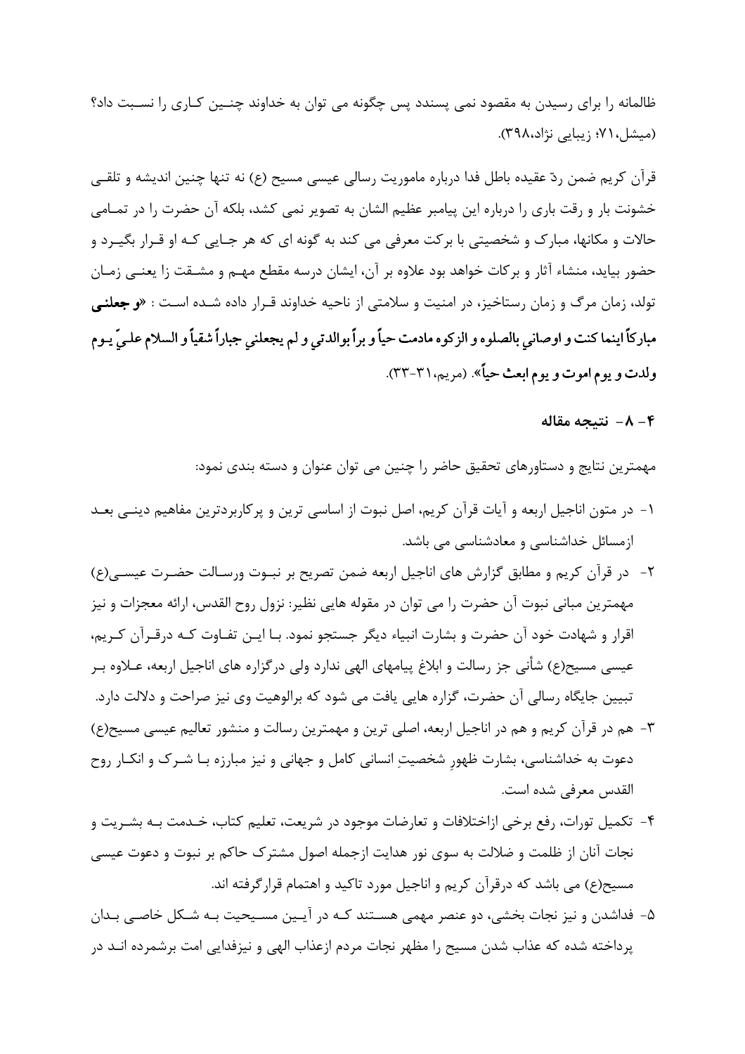ظالمانه را برای رسیدن به مقصود نمی پسندد پس چگونه می توان به خداوند چنـین کـاری را نسـبت داد؟ (میشل،۷۱؛ زیبایی نژاد،۳۹۸).

قرآن کریم ضمن ردّ عقیده باطل فدا درباره ماموریت رسالی عیسی مسیح (ع) نه تنها چنین اندیشه و تلقـی خشونت بار و رقت باری را درباره این پیامبر عظیم الشان به تصویر نمی کشد، بلکه آن حضرت را در تمـامی حالات و مکانها، مبارک و شخصیتی با برکت معرفی می کند به گونه ای که هر جـایی کـه او قـرار بگیـرد و حضور بیاید، منشاء آثار و برکات خواهد بود علاوه بر آن، ایشان درسه مقطع مهـم و مشـقت زا یعنـی زمـان تولد، زمان مرگ و زمان رستاخیز، در امنیت و سلامتی از ناحیه خداوند قـرار داده شـده اسـت : **«و جعلنی مباركاً اينما كنت و اوصاني بالصلوه و الزكوه مادمت حياً و براً بوالدتي و لم يجعلني جباراً شقياً و السلام عليّ يـوم ولدت و يوم اموت و يوم ابعث حياً»**. (مریم،۳۱-۳۳).

### ۴- ۸- نتیجه مقاله

مهمترین نتایج و دستاورهای تحقیق حاضر را چنین می توان عنوان و دسته بندی نمود:

۱- در متون اناجیل اربعه و آیات قرآن کریم، اصل نبوت از اساسی ترین و پرکاربردترین مفاهیم دینـی بعـد ازمسائل خداشناسی و معادشناسی می باشد.

۲- در قرآن کریم و مطابق گزارش های اناجیل اربعه ضمن تصریح بر نبـوت ورسـالت حضـرت عیسـی(ع) مهمترین مبانی نبوت آن حضرت را می توان در مقوله هایی نظیر: نزول روح القدس، ارائه معجزات و نیز اقرار و شهادت خود آن حضرت و بشارت انبیاء دیگر جستجو نمود. بـا ایـن تفـاوت کـه درقـرآن کـریم، عیسی مسیح(ع) شأنی جز رسالت و ابلاغ پیامهای الهی ندارد ولی درگزاره های اناجیل اربعه، عـلاوه بـر تبیین جایگاه رسالی آن حضرت، گزاره هایی یافت می شود که برالوهیت وی نیز صراحت و دلالت دارد.

۳- هم در قرآن کریم و هم در اناجیل اربعه، اصلی ترین و مهمترین رسالت و منشور تعالیم عیسی مسیح(ع) دعوت به خداشناسی، بشارت ظهورِ شخصیتِ انسانی کامل و جهانی و نیز مبارزه بـا شـرک و انکـار روح القدس معرفی شده است.

۴- تکمیل تورات، رفع برخی ازاختلافات و تعارضات موجود در شریعت، تعلیم کتاب، خـدمت بـه بشـریت و نجات آنان از ظلمت و ضلالت به سوی نور هدایت ازجمله اصول مشترک حاکم بر نبوت و دعوت عیسی مسیح(ع) می باشد که درقرآن کریم و اناجیل مورد تاکید و اهتمام قرارگرفته اند.

۵- فداشدن و نیز نجات بخشی، دو عنصر مهمی هسـتند کـه در آیـین مسـیحیت بـه شـکل خاصـی بـدان پرداخته شده که عذاب شدن مسیح را مظهر نجات مردم ازعذاب الهی و نیزفدایی امت برشمرده انـد در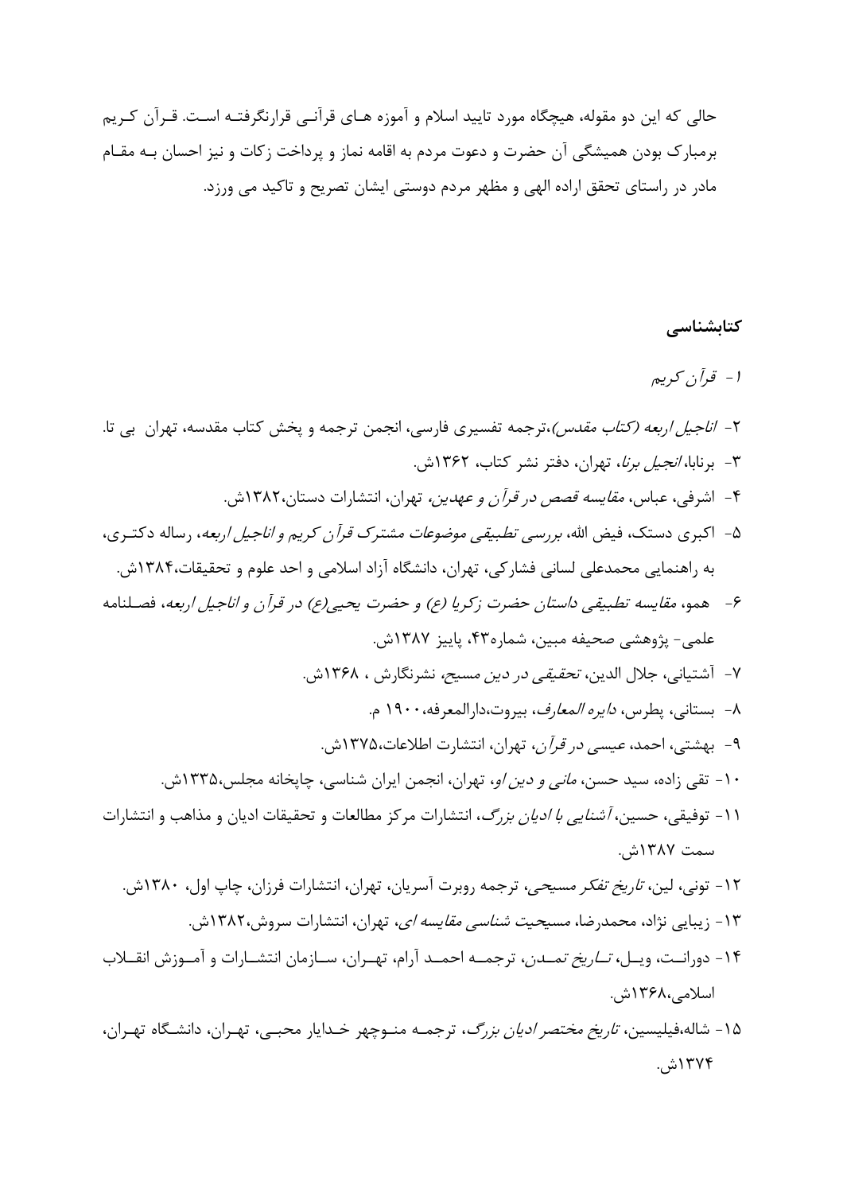حالی که این دو مقوله، هیچگاه مورد تایید اسلام و آموزه های قرآنی قرارنگرفته است. قرآن کریم برمبارک بودن همیشگی آن حضرت و دعوت مردم به اقامه نماز و پرداخت زکات و نیز احسان به مقام مادر در راستای تحقق اراده الهی و مظهر مردم دوستی ایشان تصریح و تاکید می ورزد.

## کتابشناسی

۱- *قرآن کریم*

۲- *اناجیل اربعه (کتاب مقدس)*،ترجمه تفسیری فارسی، انجمن ترجمه و پخش کتاب مقدسه، تهران بی تا.

۳- برنابا، *انجیل برنا*، تهران، دفتر نشر کتاب، ۱۳۶۲ش.

۴- اشرفی، عباس، *مقایسه قصص در قرآن و عهدین*، تهران، انتشارات دستان،۱۳۸۲ش.

۵- اکبری دستک، فیض الله، *بررسی تطبیقی موضوعات مشترک قرآن کریم و اناجیل اربعه*، رساله دکتری، به راهنمایی محمدعلی لسانی فشارکی، تهران، دانشگاه آزاد اسلامی و احد علوم و تحقیقات،۱۳۸۴ش.

۶- همو، *مقایسه تطبیقی داستان حضرت زکریا (ع) و حضرت یحیی(ع) در قرآن و اناجیل اربعه*، فصلنامه علمی- پژوهشی صحیفه مبین، شماره۴۳، پاییز ۱۳۸۷ش.

۷- آشتیانی، جلال الدین، *تحقیقی در دین مسیح*، نشرنگارش ، ۱۳۶۸ش.

۸- بستانی، پطرس، *دایره المعارف*، بیروت،دارالمعرفه،۱۹۰۰ م.

۹- بهشتی، احمد، *عیسی در قرآن*، تهران، انتشارت اطلاعات،۱۳۷۵ش.

۱۰- تقی زاده، سید حسن، *مانی و دین او*، تهران، انجمن ایران شناسی، چاپخانه مجلس،۱۳۳۵ش.

۱۱- توفیقی، حسین، *آشنایی با ادیان بزرگ*، انتشارات مرکز مطالعات و تحقیقات ادیان و مذاهب و انتشارات سمت ۱۳۸۷ش.

۱۲- تونی، لین، *تاریخ تفکر مسیحی*، ترجمه روبرت آسریان، تهران، انتشارات فرزان، چاپ اول، ۱۳۸۰ش.

۱۳- زیبایی نژاد، محمدرضا، *مسیحیت شناسی مقایسه ای*، تهران، انتشارات سروش،۱۳۸۲ش.

۱۴- دورانت، ویل، *تاریخ تمدن*، ترجمه احمد آرام، تهران، سازمان انتشارات و آموزش انقلاب اسلامی،۱۳۶۸ش.

۱۵- شاله،فیلیسین، *تاریخ مختصر ادیان بزرگ*، ترجمه منوچهر خدایار محبی، تهران، دانشگاه تهران، ۱۳۷۴ش.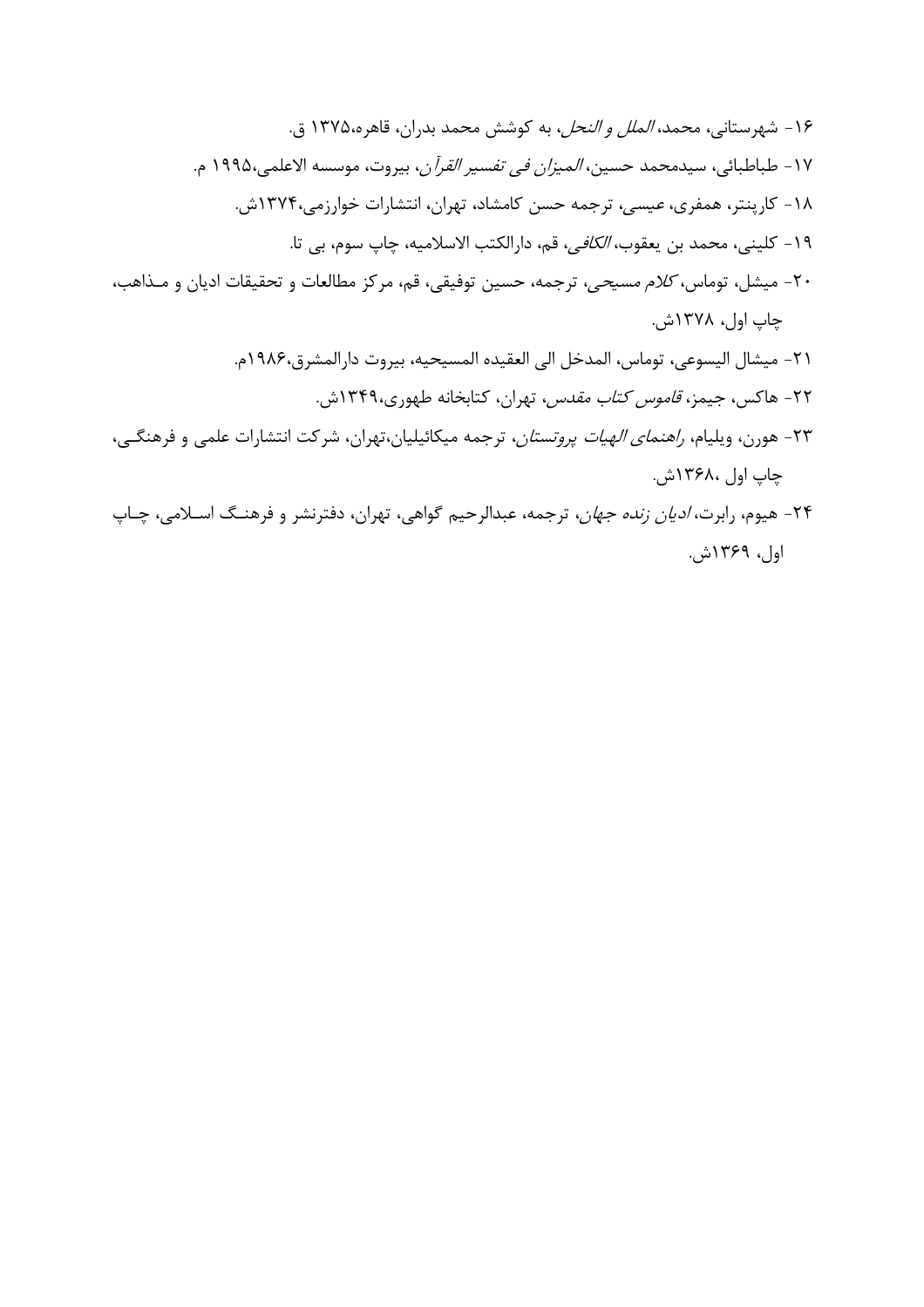۱۶- شهرستانی، محمد، *الملل و النحل*، به کوشش محمد بدران، قاهره،۱۳۷۵ ق.

۱۷- طباطبائی، سیدمحمد حسین، *المیزان فی تفسیر القرآن*، بیروت، موسسه الاعلمی،۱۹۹۵ م.

۱۸- کارپنتر، همفری، *عیسی*، ترجمه حسن کامشاد، تهران، انتشارات خوارزمی،۱۳۷۴ش.

۱۹- کلینی، محمد بن یعقوب، *الکافی*، قم، دارالکتب الاسلامیه، چاپ سوم، بی تا.

۲۰- میشل، توماس، *کلام مسیحی*، ترجمه، حسین توفیقی، قم، مرکز مطالعات و تحقیقات ادیان و مـذاهب، چاپ اول، ۱۳۷۸ش.

۲۱- میشال الیسوعی، توماس، المدخل الی العقیده المسیحیه، بیروت دارالمشرق،۱۹۸۶م.

۲۲- هاکس، جیمز، *قاموس کتاب مقدس*، تهران، کتابخانه طهوری،۱۳۴۹ش.

۲۳- هورن، ویلیام، *راهنمای الهیات پروتستان*، ترجمه میکائیلیان،تهران، شرکت انتشارات علمی و فرهنگـی، چاپ اول ،۱۳۶۸ش.

۲۴- هیوم، رابرت، *ادیان زنده جهان*، ترجمه، عبدالرحیم گواهی، تهران، دفترنشر و فرهنـگ اسـلامی، چـاپ اول، ۱۳۶۹ش.